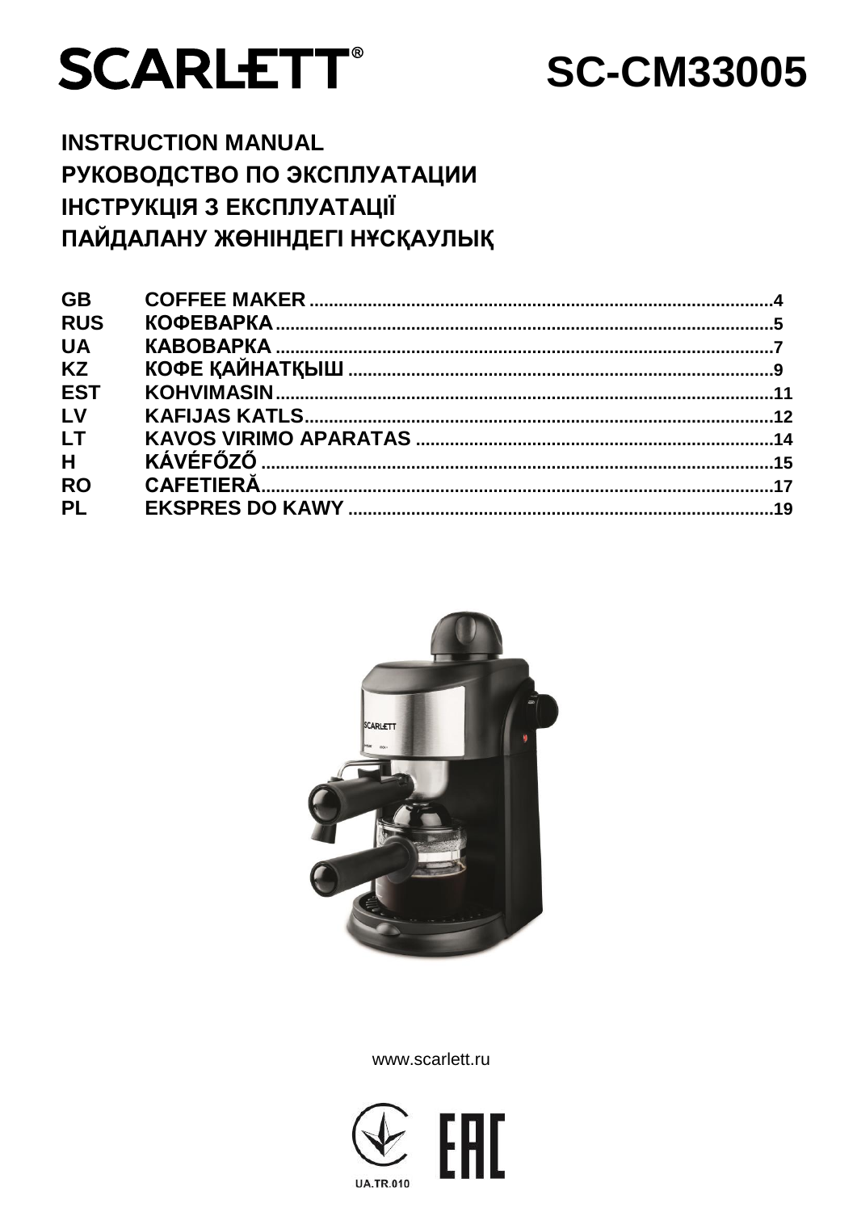# SCARLETT®

# SC-CM33005

**INSTRUCTION MANUAL**
**РУКОВОДСТВО ПО ЭКСПЛУАТАЦИИ**
**ІНСТРУКЦІЯ З ЕКСПЛУАТАЦІЇ**
**ПАЙДАЛАНУ ЖӨНІНДЕГІ НҰСҚАУЛЫҚ**

| | | |
|---|---|---|
| GB | COFFEE MAKER | 4 |
| RUS | КОФЕВАРКА | 5 |
| UA | КАВОВАРКА | 7 |
| KZ | КОФЕ ҚАЙНАТҚЫШ | 9 |
| EST | KOHVIMASIN | 11 |
| LV | KAFIJAS KATLS | 12 |
| LT | KAVOS VIRIMO APARATAS | 14 |
| H | KÁVÉFŐZŐ | 15 |
| RO | CAFETIERĂ | 17 |
| PL | EKSPRES DO KAWY | 19 |

www.scarlett.ru

UA.TR.010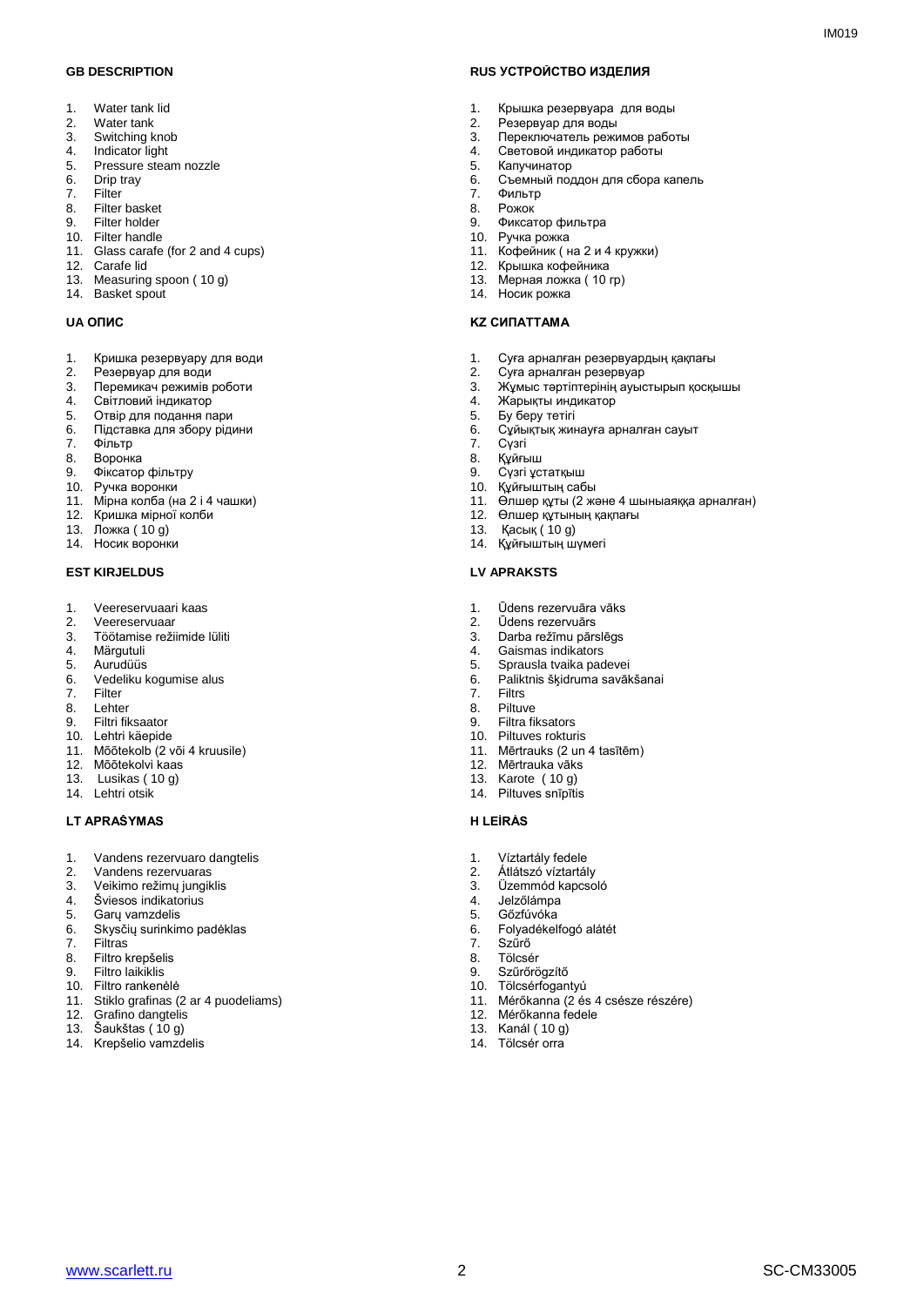### GB DESCRIPTION

1. Water tank lid
2. Water tank
3. Switching knob
4. Indicator light
5. Pressure steam nozzle
6. Drip tray
7. Filter
8. Filter basket
9. Filter holder
10. Filter handle
11. Glass carafe (for 2 and 4 cups)
12. Carafe lid
13. Measuring spoon ( 10 g)
14. Basket spout

### RUS УСТРОЙСТВО ИЗДЕЛИЯ

1. Крышка резервуара для воды
2. Резервуар для воды
3. Переключатель режимов работы
4. Световой индикатор работы
5. Капучинатор
6. Съемный поддон для сбора капель
7. Фильтр
8. Рожок
9. Фиксатор фильтра
10. Ручка рожка
11. Кофейник ( на 2 и 4 кружки)
12. Крышка кофейника
13. Мерная ложка ( 10 гр)
14. Носик рожка

### UA ОПИС

1. Кришка резервуару для води
2. Резервуар для води
3. Перемикач режимів роботи
4. Світловий індикатор
5. Отвір для подання пари
6. Підставка для збору рідини
7. Фільтр
8. Воронка
9. Фіксатор фільтру
10. Ручка воронки
11. Мірна колба (на 2 і 4 чашки)
12. Кришка мірної колби
13. Ложка ( 10 g)
14. Носик воронки

### KZ СИПАТТАМА

1. Суға арналған резервуардың қақпағы
2. Суға арналған резервуар
3. Жұмыс тәртіптерінің ауыстырып қосқышы
4. Жарықты индикатор
5. Бу беру тетігі
6. Сұйықтық жинауға арналған сауыт
7. Сүзгі
8. Құйғыш
9. Сүзгі ұстатқыш
10. Құйғыштың сабы
11. Өлшер құты (2 және 4 шыныаяққа арналған)
12. Өлшер құтының қақпағы
13. Қасық ( 10 g)
14. Құйғыштың шүмегі

### EST KIRJELDUS

1. Veereservuaari kaas
2. Veereservuaar
3. Töötamise režiimide lüliti
4. Märgutuli
5. Aurudüüs
6. Vedeliku kogumise alus
7. Filter
8. Lehter
9. Filtri fiksaator
10. Lehtri käepide
11. Mõõtekolb (2 või 4 kruusile)
12. Mõõtekolvi kaas
13. Lusikas ( 10 g)
14. Lehtri otsik

### LV APRAKSTS

1. Ūdens rezervuāra vāks
2. Ūdens rezervuārs
3. Darba režīmu pārslēgs
4. Gaismas indikators
5. Sprausla tvaika padevei
6. Paliktnis šķidruma savākšanai
7. Filtrs
8. Piltuve
9. Filtra fiksators
10. Piltuves rokturis
11. Mērtrauks (2 un 4 tasītēm)
12. Mērtrauka vāks
13. Karote ( 10 g)
14. Piltuves snīpītis

### LT APRAŠYMAS

1. Vandens rezervuaro dangtelis
2. Vandens rezervuaras
3. Veikimo režimų jungiklis
4. Šviesos indikatorius
5. Garų vamzdelis
6. Skysčių surinkimo padėklas
7. Filtras
8. Filtro krepšelis
9. Filtro laikiklis
10. Filtro rankenėlė
11. Stiklo grafinas (2 ar 4 puodeliams)
12. Grafino dangtelis
13. Šaukštas ( 10 g)
14. Krepšelio vamzdelis

### H LEÍRÁS

1. Víztartály fedele
2. Átlátszó víztartály
3. Üzemmód kapcsoló
4. Jelzőlámpa
5. Gőzfúvóka
6. Folyadékelfogó alátét
7. Szűrő
8. Tölcsér
9. Szűrőrögzítő
10. Tölcsérfogantyú
11. Mérőkanna (2 és 4 csésze részére)
12. Mérőkanna fedele
13. Kanál ( 10 g)
14. Tölcsér orra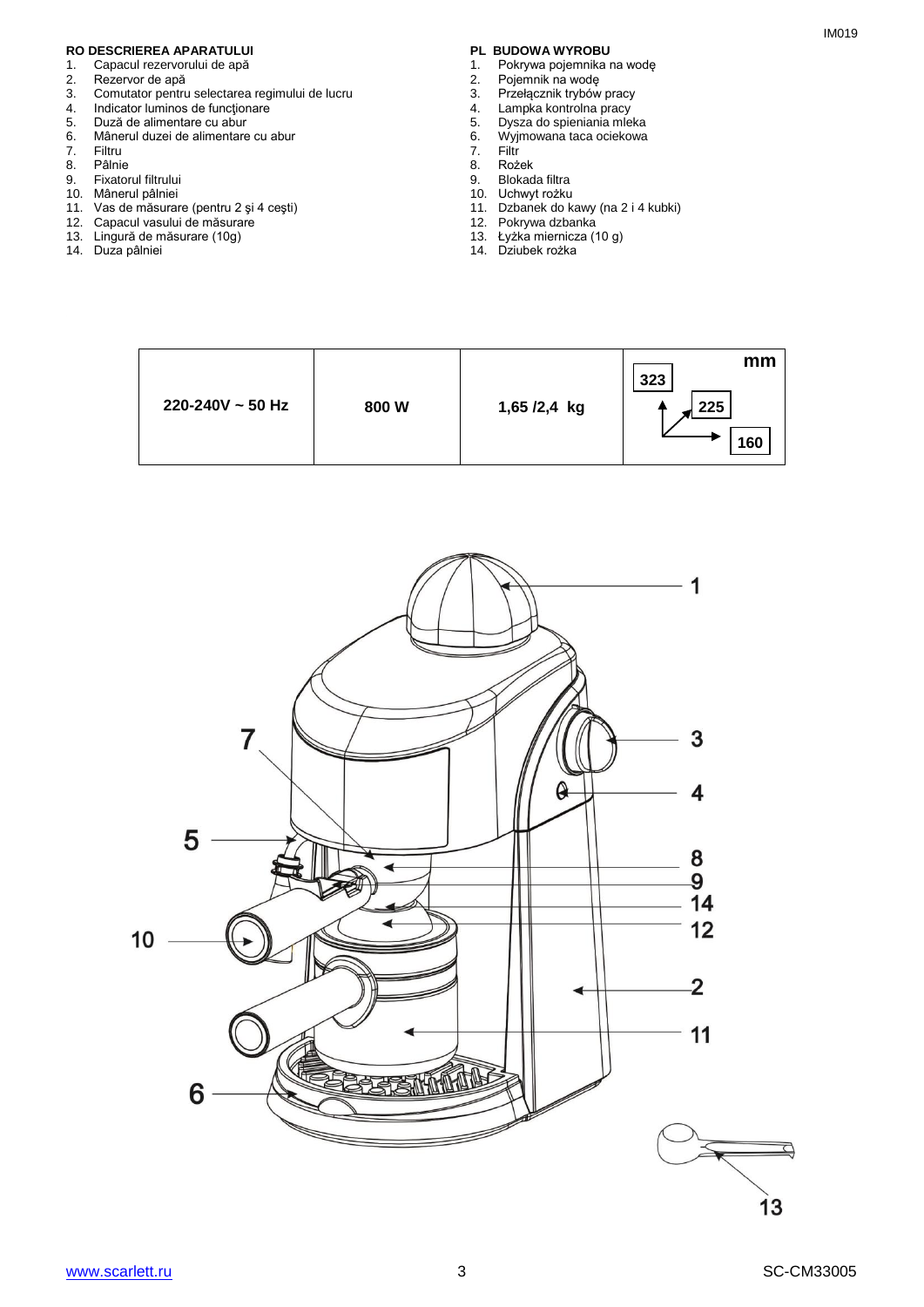## RO DESCRIEREA APARATULUI

1. Capacul rezervorului de apă
2. Rezervor de apă
3. Comutator pentru selectarea regimului de lucru
4. Indicator luminos de funcţionare
5. Duză de alimentare cu abur
6. Mânerul duzei de alimentare cu abur
7. Filtru
8. Pâlnie
9. Fixatorul filtrului
10. Mânerul pâlniei
11. Vas de măsurare (pentru 2 şi 4 ceşti)
12. Capacul vasului de măsurare
13. Lingură de măsurare (10g)
14. Duza pâlniei

## PL BUDOWA WYROBU

1. Pokrywa pojemnika na wodę
2. Pojemnik na wodę
3. Przełącznik trybów pracy
4. Lampka kontrolna pracy
5. Dysza do spieniania mleka
6. Wyjmowana taca ociekowa
7. Filtr
8. Rożek
9. Blokada filtra
10. Uchwyt rożku
11. Dzbanek do kawy (na 2 i 4 kubki)
12. Pokrywa dzbanka
13. Łyżka miernicza (10 g)
14. Dziubek rożka

| 220-240V ~ 50 Hz | 800 W | 1,65 /2,4 kg | mm: 323 / 225 / 160 |
|---|---|---|---|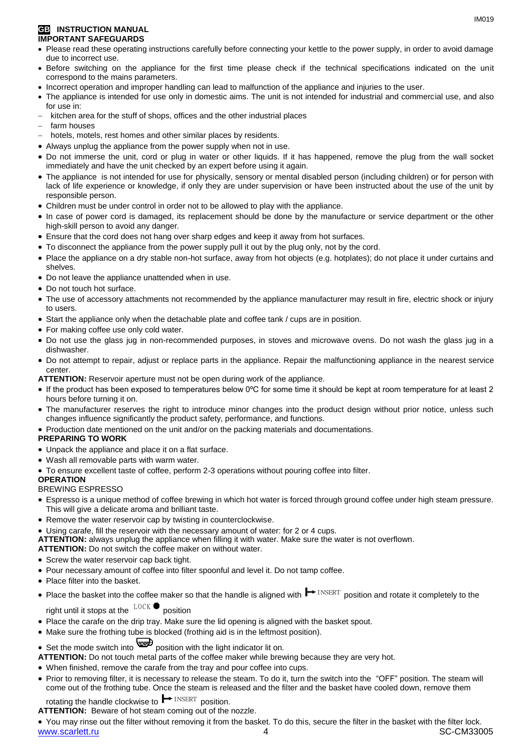## GB INSTRUCTION MANUAL

### IMPORTANT SAFEGUARDS

- Please read these operating instructions carefully before connecting your kettle to the power supply, in order to avoid damage due to incorrect use.
- Before switching on the appliance for the first time please check if the technical specifications indicated on the unit correspond to the mains parameters.
- Incorrect operation and improper handling can lead to malfunction of the appliance and injuries to the user.
- The appliance is intended for use only in domestic aims. The unit is not intended for industrial and commercial use, and also for use in:
  - kitchen area for the stuff of shops, offices and the other industrial places
  - farm houses
  - hotels, motels, rest homes and other similar places by residents.
- Always unplug the appliance from the power supply when not in use.
- Do not immerse the unit, cord or plug in water or other liquids. If it has happened, remove the plug from the wall socket immediately and have the unit checked by an expert before using it again.
- The appliance is not intended for use for physically, sensory or mental disabled person (including children) or for person with lack of life experience or knowledge, if only they are under supervision or have been instructed about the use of the unit by responsible person.
- Children must be under control in order not to be allowed to play with the appliance.
- In case of power cord is damaged, its replacement should be done by the manufacture or service department or the other high-skill person to avoid any danger.
- Ensure that the cord does not hang over sharp edges and keep it away from hot surfaces.
- To disconnect the appliance from the power supply pull it out by the plug only, not by the cord.
- Place the appliance on a dry stable non-hot surface, away from hot objects (e.g. hotplates); do not place it under curtains and shelves.
- Do not leave the appliance unattended when in use.
- Do not touch hot surface.
- The use of accessory attachments not recommended by the appliance manufacturer may result in fire, electric shock or injury to users.
- Start the appliance only when the detachable plate and coffee tank / cups are in position.
- For making coffee use only cold water.
- Do not use the glass jug in non-recommended purposes, in stoves and microwave ovens. Do not wash the glass jug in a dishwasher.
- Do not attempt to repair, adjust or replace parts in the appliance. Repair the malfunctioning appliance in the nearest service center.

**ATTENTION:** Reservoir aperture must not be open during work of the appliance.

- If the product has been exposed to temperatures below 0ºC for some time it should be kept at room temperature for at least 2 hours before turning it on.
- The manufacturer reserves the right to introduce minor changes into the product design without prior notice, unless such changes influence significantly the product safety, performance, and functions.
- Production date mentioned on the unit and/or on the packing materials and documentations.

### PREPARING TO WORK

- Unpack the appliance and place it on a flat surface.
- Wash all removable parts with warm water.
- To ensure excellent taste of coffee, perform 2-3 operations without pouring coffee into filter.

### OPERATION

BREWING ESPRESSO

- Espresso is a unique method of coffee brewing in which hot water is forced through ground coffee under high steam pressure. This will give a delicate aroma and brilliant taste.
- Remove the water reservoir cap by twisting in counterclockwise.
- Using carafe, fill the reservoir with the necessary amount of water: for 2 or 4 cups.

**ATTENTION:** always unplug the appliance when filling it with water. Make sure the water is not overflown.

**ATTENTION:** Do not switch the coffee maker on without water.

- Screw the water reservoir cap back tight.
- Pour necessary amount of coffee into filter spoonful and level it. Do not tamp coffee.
- Place filter into the basket.
- Place the basket into the coffee maker so that the handle is aligned with ⟼ INSERT position and rotate it completely to the right until it stops at the LOCK ● position
- Place the carafe on the drip tray. Make sure the lid opening is aligned with the basket spout.
- Make sure the frothing tube is blocked (frothing aid is in the leftmost position).
- Set the mode switch into ☕ position with the light indicator lit on.

**ATTENTION:** Do not touch metal parts of the coffee maker while brewing because they are very hot.

- When finished, remove the carafe from the tray and pour coffee into cups.
- Prior to removing filter, it is necessary to release the steam. To do it, turn the switch into the "OFF" position. The steam will come out of the frothing tube. Once the steam is released and the filter and the basket have cooled down, remove them rotating the handle clockwise to ⟼ INSERT position.

**ATTENTION:** Beware of hot steam coming out of the nozzle.

- You may rinse out the filter without removing it from the basket. To do this, secure the filter in the basket with the filter lock.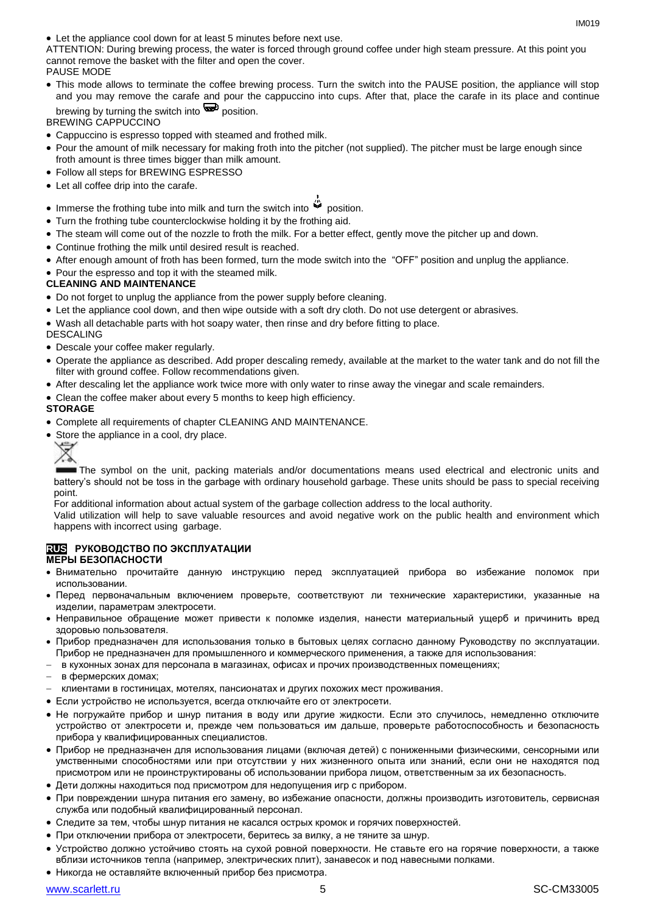- Let the appliance cool down for at least 5 minutes before next use.

ATTENTION: During brewing process, the water is forced through ground coffee under high steam pressure. At this point you cannot remove the basket with the filter and open the cover.

PAUSE MODE

- This mode allows to terminate the coffee brewing process. Turn the switch into the PAUSE position, the appliance will stop and you may remove the carafe and pour the cappuccino into cups. After that, place the carafe in its place and continue brewing by turning the switch into position.

BREWING CAPPUCCINO

- Cappuccino is espresso topped with steamed and frothed milk.
- Pour the amount of milk necessary for making froth into the pitcher (not supplied). The pitcher must be large enough since froth amount is three times bigger than milk amount.
- Follow all steps for BREWING ESPRESSO
- Let all coffee drip into the carafe.
- Immerse the frothing tube into milk and turn the switch into position.
- Turn the frothing tube counterclockwise holding it by the frothing aid.
- The steam will come out of the nozzle to froth the milk. For a better effect, gently move the pitcher up and down.
- Continue frothing the milk until desired result is reached.
- After enough amount of froth has been formed, turn the mode switch into the "OFF" position and unplug the appliance.
- Pour the espresso and top it with the steamed milk.

**CLEANING AND MAINTENANCE**

- Do not forget to unplug the appliance from the power supply before cleaning.
- Let the appliance cool down, and then wipe outside with a soft dry cloth. Do not use detergent or abrasives.
- Wash all detachable parts with hot soapy water, then rinse and dry before fitting to place.

DESCALING

- Descale your coffee maker regularly.
- Operate the appliance as described. Add proper descaling remedy, available at the market to the water tank and do not fill the filter with ground coffee. Follow recommendations given.
- After descaling let the appliance work twice more with only water to rinse away the vinegar and scale remainders.
- Clean the coffee maker about every 5 months to keep high efficiency.

**STORAGE**

- Complete all requirements of chapter CLEANING AND MAINTENANCE.
- Store the appliance in a cool, dry place.

The symbol on the unit, packing materials and/or documentations means used electrical and electronic units and battery's should not be toss in the garbage with ordinary household garbage. These units should be pass to special receiving point.

For additional information about actual system of the garbage collection address to the local authority.

Valid utilization will help to save valuable resources and avoid negative work on the public health and environment which happens with incorrect using garbage.

## RUS РУКОВОДСТВО ПО ЭКСПЛУАТАЦИИ

**МЕРЫ БЕЗОПАСНОСТИ**

- Внимательно прочитайте данную инструкцию перед эксплуатацией прибора во избежание поломок при использовании.
- Перед первоначальным включением проверьте, соответствуют ли технические характеристики, указанные на изделии, параметрам электросети.
- Неправильное обращение может привести к поломке изделия, нанести материальный ущерб и причинить вред здоровью пользователя.
- Прибор предназначен для использования только в бытовых целях согласно данному Руководству по эксплуатации. Прибор не предназначен для промышленного и коммерческого применения, а также для использования:
  - в кухонных зонах для персонала в магазинах, офисах и прочих производственных помещениях;
  - в фермерских домах;
  - клиентами в гостиницах, мотелях, пансионатах и других похожих мест проживания.
- Если устройство не используется, всегда отключайте его от электросети.
- Не погружайте прибор и шнур питания в воду или другие жидкости. Если это случилось, немедленно отключите устройство от электросети и, прежде чем пользоваться им дальше, проверьте работоспособность и безопасность прибора у квалифицированных специалистов.
- Прибор не предназначен для использования лицами (включая детей) с пониженными физическими, сенсорными или умственными способностями или при отсутствии у них жизненного опыта или знаний, если они не находятся под присмотром или не проинструктированы об использовании прибора лицом, ответственным за их безопасность.
- Дети должны находиться под присмотром для недопущения игр с прибором.
- При повреждении шнура питания его замену, во избежание опасности, должны производить изготовитель, сервисная служба или подобный квалифицированный персонал.
- Следите за тем, чтобы шнур питания не касался острых кромок и горячих поверхностей.
- При отключении прибора от электросети, беритесь за вилку, а не тяните за шнур.
- Устройство должно устойчиво стоять на сухой ровной поверхности. Не ставьте его на горячие поверхности, а также вблизи источников тепла (например, электрических плит), занавесок и под навесными полками.
- Никогда не оставляйте включенный прибор без присмотра.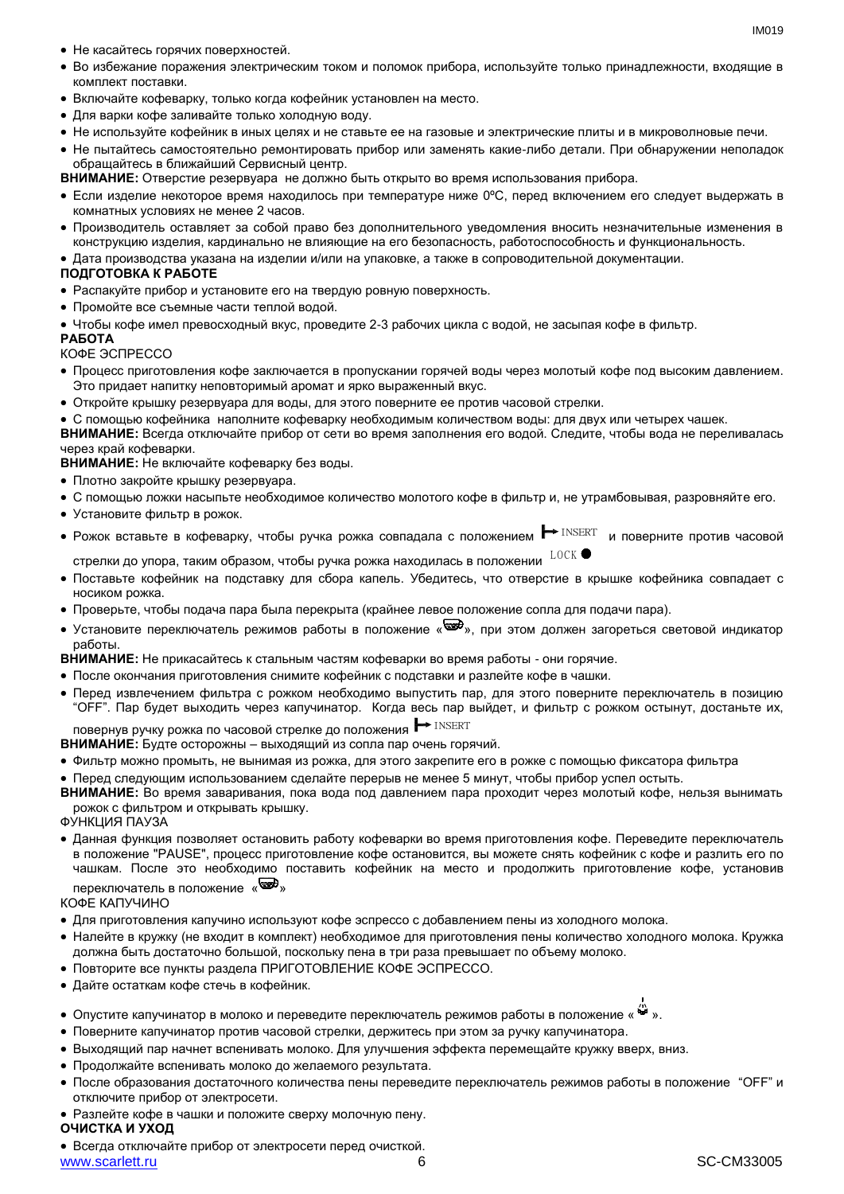- Не касайтесь горячих поверхностей.
- Во избежание поражения электрическим током и поломок прибора, используйте только принадлежности, входящие в комплект поставки.
- Включайте кофеварку, только когда кофейник установлен на место.
- Для варки кофе заливайте только холодную воду.
- Не используйте кофейник в иных целях и не ставьте ее на газовые и электрические плиты и в микроволновые печи.
- Не пытайтесь самостоятельно ремонтировать прибор или заменять какие-либо детали. При обнаружении неполадок обращайтесь в ближайший Сервисный центр.

**ВНИМАНИЕ:** Отверстие резервуара не должно быть открыто во время использования прибора.

- Если изделие некоторое время находилось при температуре ниже 0ºC, перед включением его следует выдержать в комнатных условиях не менее 2 часов.
- Производитель оставляет за собой право без дополнительного уведомления вносить незначительные изменения в конструкцию изделия, кардинально не влияющие на его безопасность, работоспособность и функциональность.
- Дата производства указана на изделии и/или на упаковке, а также в сопроводительной документации.

**ПОДГОТОВКА К РАБОТЕ**

- Распакуйте прибор и установите его на твердую ровную поверхность.
- Промойте все съемные части теплой водой.
- Чтобы кофе имел превосходный вкус, проведите 2-3 рабочих цикла с водой, не засыпая кофе в фильтр.

**РАБОТА**

КОФЕ ЭСПРЕССО

- Процесс приготовления кофе заключается в пропускании горячей воды через молотый кофе под высоким давлением. Это придает напитку неповторимый аромат и ярко выраженный вкус.
- Откройте крышку резервуара для воды, для этого поверните ее против часовой стрелки.
- С помощью кофейника наполните кофеварку необходимым количеством воды: для двух или четырех чашек.

**ВНИМАНИЕ:** Всегда отключайте прибор от сети во время заполнения его водой. Следите, чтобы вода не переливалась через край кофеварки.

**ВНИМАНИЕ:** Не включайте кофеварку без воды.

- Плотно закройте крышку резервуара.
- С помощью ложки насыпьте необходимое количество молотого кофе в фильтр и, не утрамбовывая, разровняйте его.
- Установите фильтр в рожок.
- Рожок вставьте в кофеварку, чтобы ручка рожка совпадала с положением ⊢ INSERT и поверните против часовой стрелки до упора, таким образом, чтобы ручка рожка находилась в положении LOCK ●
- Поставьте кофейник на подставку для сбора капель. Убедитесь, что отверстие в крышке кофейника совпадает с носиком рожка.
- Проверьте, чтобы подача пара была перекрыта (крайнее левое положение сопла для подачи пара).
- Установите переключатель режимов работы в положение «☕», при этом должен загореться световой индикатор работы.

**ВНИМАНИЕ:** Не прикасайтесь к стальным частям кофеварки во время работы - они горячие.

- После окончания приготовления снимите кофейник с подставки и разлейте кофе в чашки.
- Перед извлечением фильтра с рожком необходимо выпустить пар, для этого поверните переключатель в позицию “OFF”. Пар будет выходить через капучинатор. Когда весь пар выйдет, и фильтр с рожком остынут, достаньте их, повернув ручку рожка по часовой стрелке до положения ⊢ INSERT

**ВНИМАНИЕ:** Будьте осторожны – выходящий из сопла пар очень горячий.

- Фильтр можно промыть, не вынимая из рожка, для этого закрепите его в рожке с помощью фиксатора фильтра
- Перед следующим использованием сделайте перерыв не менее 5 минут, чтобы прибор успел остыть.

**ВНИМАНИЕ:** Во время заваривания, пока вода под давлением пара проходит через молотый кофе, нельзя вынимать рожок с фильтром и открывать крышку.

ФУНКЦИЯ ПАУЗА

- Данная функция позволяет остановить работу кофеварки во время приготовления кофе. Переведите переключатель в положение "PAUSE", процесс приготовление кофе остановится, вы можете снять кофейник с кофе и разлить его по чашкам. После это необходимо поставить кофейник на место и продолжить приготовление кофе, установив переключатель в положение «☕»

КОФЕ КАПУЧИНО

- Для приготовления капучино используют кофе эспрессо с добавлением пены из холодного молока.
- Налейте в кружку (не входит в комплект) необходимое для приготовления пены количество холодного молока. Кружка должна быть достаточно большой, поскольку пена в три раза превышает по объему молоко.
- Повторите все пункты раздела ПРИГОТОВЛЕНИЕ КОФЕ ЭСПРЕССО.
- Дайте остаткам кофе стечь в кофейник.
- Опустите капучинатор в молоко и переведите переключатель режимов работы в положение « ♨ ».
- Поверните капучинатор против часовой стрелки, держитесь при этом за ручку капучинатора.
- Выходящий пар начнет вспенивать молоко. Для улучшения эффекта перемещайте кружку вверх, вниз.
- Продолжайте вспенивать молоко до желаемого результата.
- После образования достаточного количества пены переведите переключатель режимов работы в положение “OFF” и отключите прибор от электросети.
- Разлейте кофе в чашки и положите сверху молочную пену.

**ОЧИСТКА И УХОД**

- Всегда отключайте прибор от электросети перед очисткой.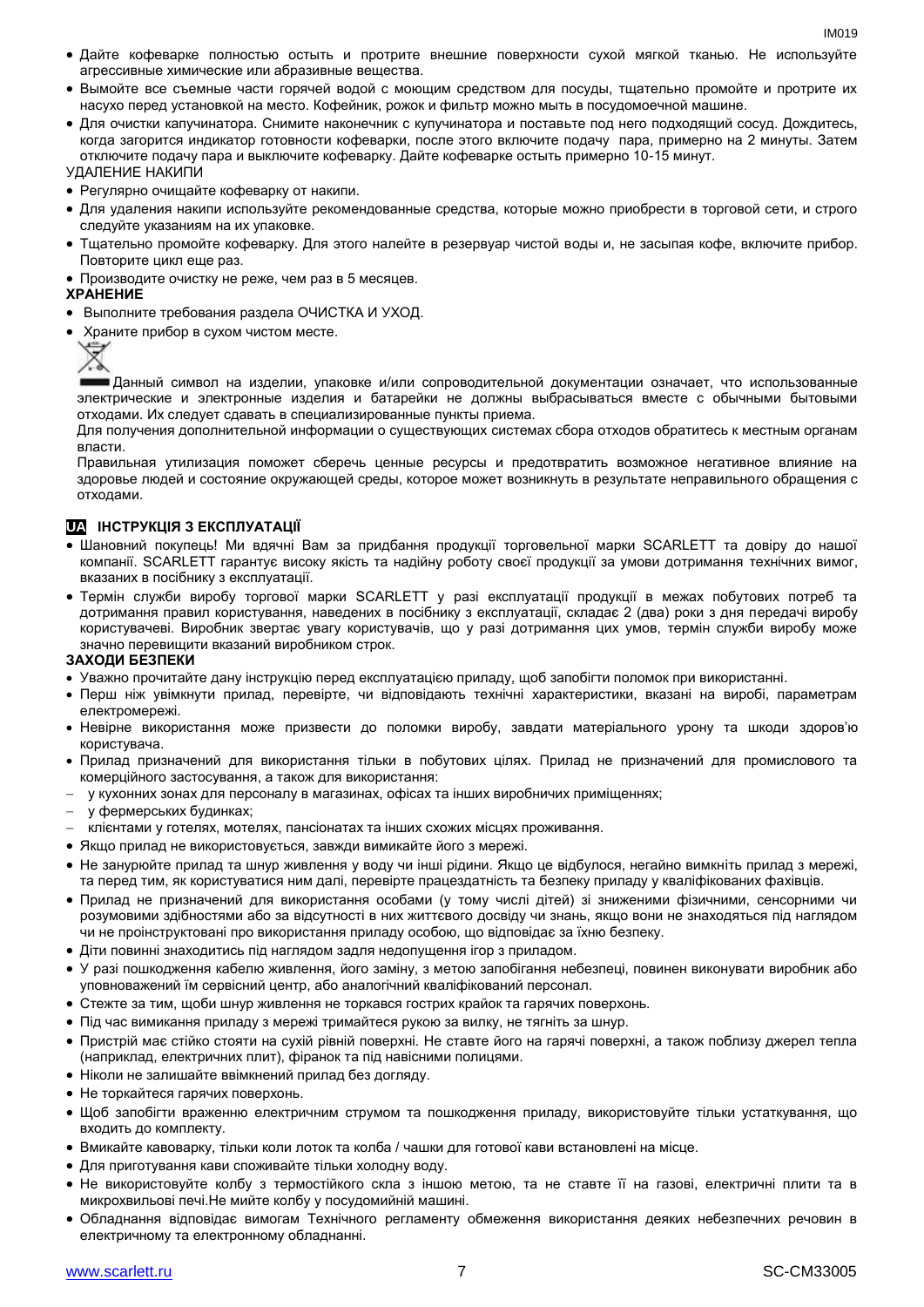- Дайте кофеварке полностью остыть и протрите внешние поверхности сухой мягкой тканью. Не используйте агрессивные химические или абразивные вещества.
- Вымойте все съемные части горячей водой с моющим средством для посуды, тщательно промойте и протрите их насухо перед установкой на место. Кофейник, рожок и фильтр можно мыть в посудомоечной машине.
- Для очистки капучинатора. Снимите наконечник с купучинатора и поставьте под него подходящий сосуд. Дождитесь, когда загорится индикатор готовности кофеварки, после этого включите подачу пара, примерно на 2 минуты. Затем отключите подачу пара и выключите кофеварку. Дайте кофеварке остыть примерно 10-15 минут.

УДАЛЕНИЕ НАКИПИ

- Регулярно очищайте кофеварку от накипи.
- Для удаления накипи используйте рекомендованные средства, которые можно приобрести в торговой сети, и строго следуйте указаниям на их упаковке.
- Тщательно промойте кофеварку. Для этого налейте в резервуар чистой воды и, не засыпая кофе, включите прибор. Повторите цикл еще раз.
- Производите очистку не реже, чем раз в 5 месяцев.

**ХРАНЕНИЕ**

- Выполните требования раздела ОЧИСТКА И УХОД.
- Храните прибор в сухом чистом месте.

Данный символ на изделии, упаковке и/или сопроводительной документации означает, что использованные электрические и электронные изделия и батарейки не должны выбрасываться вместе с обычными бытовыми отходами. Их следует сдавать в специализированные пункты приема.

Для получения дополнительной информации о существующих системах сбора отходов обратитесь к местным органам власти.

Правильная утилизация поможет сберечь ценные ресурсы и предотвратить возможное негативное влияние на здоровье людей и состояние окружающей среды, которое может возникнуть в результате неправильного обращения с отходами.

## UA ІНСТРУКЦІЯ З ЕКСПЛУАТАЦІЇ

- Шановний покупець! Ми вдячні Вам за придбання продукції торговельної марки SCARLETT та довіру до нашої компанії. SCARLETT гарантує високу якість та надійну роботу своєї продукції за умови дотримання технічних вимог, вказаних в посібнику з експлуатації.
- Термін служби виробу торгової марки SCARLETT у разі експлуатації продукції в межах побутових потреб та дотримання правил користування, наведених в посібнику з експлуатації, складає 2 (два) роки з дня передачі виробу користувачеві. Виробник звертає увагу користувачів, що у разі дотримання цих умов, термін служби виробу може значно перевищити вказаний виробником строк.

**ЗАХОДИ БЕЗПЕКИ**

- Уважно прочитайте дану інструкцію перед експлуатацією приладу, щоб запобігти поломок при використанні.
- Перш ніж увімкнути прилад, перевірте, чи відповідають технічні характеристики, вказані на виробі, параметрам електромережі.
- Невірне використання може призвести до поломки виробу, завдати матеріального урону та шкоди здоров'ю користувача.
- Прилад призначений для використання тільки в побутових цілях. Прилад не призначений для промислового та комерційного застосування, а також для використання:
  - у кухонних зонах для персоналу в магазинах, офісах та інших виробничих приміщеннях;
  - у фермерських будинках;
  - клієнтами у готелях, мотелях, пансіонатах та інших схожих місцях проживання.
- Якщо прилад не використовується, завжди вимикайте його з мережі.
- Не занурюйте прилад та шнур живлення у воду чи інші рідини. Якщо це відбулося, негайно вимкніть прилад з мережі, та перед тим, як користуватися ним далі, перевірте працездатність та безпеку приладу у кваліфікованих фахівців.
- Прилад не призначений для використання особами (у тому числі дітей) зі зниженими фізичними, сенсорними чи розумовими здібностями або за відсутності в них життєвого досвіду чи знань, якщо вони не знаходяться під наглядом чи не проінструктовані про використання приладу особою, що відповідає за їхню безпеку.
- Діти повинні знаходитись під наглядом задля недопущення ігор з приладом.
- У разі пошкодження кабелю живлення, його заміну, з метою запобігання небезпеці, повинен виконувати виробник або уповноважений їм сервісний центр, або аналогічний кваліфікований персонал.
- Стежте за тим, щоби шнур живлення не торкався гострих крайок та гарячих поверхонь.
- Під час вимикання приладу з мережі тримайтеся рукою за вилку, не тягніть за шнур.
- Пристрій має стійко стояти на сухій рівній поверхні. Не ставте його на гарячі поверхні, а також поблизу джерел тепла (наприклад, електричних плит), фіранок та під навісними полицями.
- Ніколи не залишайте ввімкнений прилад без догляду.
- Не торкайтеся гарячих поверхонь.
- Щоб запобігти враженню електричним струмом та пошкодження приладу, використовуйте тільки устаткування, що входить до комплекту.
- Вмикайте кавоварку, тільки коли лоток та колба / чашки для готової кави встановлені на місце.
- Для приготування кави споживайте тільки холодну воду.
- Не використовуйте колбу з термостійкого скла з іншою метою, та не ставте її на газові, електричні плити та в микрохвильові печі.Не мийте колбу у посудомийній машині.
- Обладнання відповідає вимогам Технічного регламенту обмеження використання деяких небезпечних речовин в електричному та електронному обладнанні.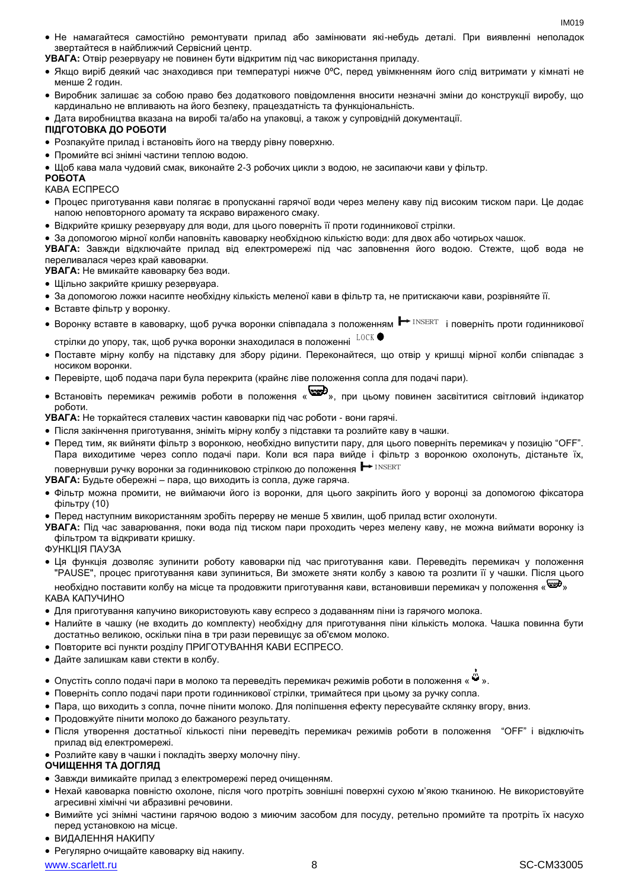- Не намагайтеся самостійно ремонтувати прилад або замінювати які-небудь деталі. При виявленні неполадок звертайтеся в найближчий Сервісний центр.

**УВАГА:** Отвір резервуару не повинен бути відкритим під час використання приладу.

- Якщо виріб деякий час знаходився при температурі нижче 0ºC, перед увімкненням його слід витримати у кімнаті не менше 2 годин.
- Виробник залишає за собою право без додаткового повідомлення вносити незначні зміни до конструкції виробу, що кардинально не впливають на його безпеку, працездатність та функціональність.
- Дата виробництва вказана на виробі та/або на упаковці, а також у супровідній документації.

**ПІДГОТОВКА ДО РОБОТИ**

- Розпакуйте прилад і встановіть його на тверду рівну поверхню.
- Промийте всі знімні частини теплою водою.
- Щоб кава мала чудовий смак, виконайте 2-3 робочих цикли з водою, не засипаючи кави у фільтр.

**РОБОТА**

КАВА ЕСПРЕСО

- Процес приготування кави полягає в пропусканні гарячої води через мелену каву під високим тиском пари. Це додає напою неповторного аромату та яскраво вираженого смаку.
- Відкрийте кришку резервуару для води, для цього поверніть її проти годинникової стрілки.
- За допомогою мірної колби наповніть кавоварку необхідною кількістю води: для двох або чотирьох чашок.

**УВАГА:** Завжди відключайте прилад від електромережі під час заповнення його водою. Стежте, щоб вода не переливалася через край кавоварки.

**УВАГА:** Не вмикайте кавоварку без води.

- Щільно закрийте кришку резервуара.
- За допомогою ложки насипте необхідну кількість меленої кави в фільтр та, не притискаючи кави, розрівняйте її.
- Вставте фільтр у воронку.
- Воронку вставте в кавоварку, щоб ручка воронки співпадала з положенням ⊢ INSERT і поверніть проти годинникової стрілки до упору, так, щоб ручка воронки знаходилася в положенні LOCK ●
- Поставте мірну колбу на підставку для збору рідини. Переконайтеся, що отвір у кришці мірної колби співпадає з носиком воронки.
- Перевірте, щоб подача пари була перекрита (крайнє ліве положення сопла для подачі пари).
- Встановіть перемикач режимів роботи в положення «☕», при цьому повинен засвітитися світловий індикатор роботи.

**УВАГА:** Не торкайтеся сталевих частин кавоварки під час роботи - вони гарячі.

- Після закінчення приготування, зніміть мірну колбу з підставки та розлийте каву в чашки.
- Перед тим, як вийняти фільтр з воронкою, необхідно випустити пару, для цього поверніть перемикач у позицію "OFF". Пара виходитиме через сопло подачі пари. Коли вся пара вийде і фільтр з воронкою охолонуть, дістаньте їх, повернувши ручку воронки за годинниковою стрілкою до положення ⊢ INSERT

**УВАГА:** Будьте обережні – пара, що виходить із сопла, дуже гаряча.

- Фільтр можна промити, не виймаючи його із воронки, для цього закріпить його у воронці за допомогою фіксатора фільтру (10)
- Перед наступним використанням зробіть перерву не менше 5 хвилин, щоб прилад встиг охолонути.

**УВАГА:** Під час заварювання, поки вода під тиском пари проходить через мелену каву, не можна виймати воронку із фільтром та відкривати кришку.

ФУНКЦІЯ ПАУЗА

- Ця функція дозволяє зупинити роботу кавоварки під час приготування кави. Переведіть перемикач у положення "PAUSE", процес приготування кави зупиниться, Ви зможете зняти колбу з кавою та розлити її у чашки. Після цього необхідно поставити колбу на місце та продовжити приготування кави, встановивши перемикач у положення «☕»

КАВА КАПУЧИНО

- Для приготування капучино використовують каву еспресо з додаванням піни із гарячого молока.
- Налийте в чашку (не входить до комплекту) необхідну для приготування піни кількість молока. Чашка повинна бути достатньо великою, оскільки піна в три рази перевищує за об'ємом молоко.
- Повторите всі пункти розділу ПРИГОТУВАННЯ КАВИ ЕСПРЕСО.
- Дайте залишкам кави стекти в колбу.
- Опустіть сопло подачі пари в молоко та переведіть перемикач режимів роботи в положення «♨».
- Поверніть сопло подачі пари проти годинникової стрілки, тримайтеся при цьому за ручку сопла.
- Пара, що виходить з сопла, почне пінити молоко. Для поліпшення ефекту пересувайте склянку вгору, вниз.
- Продовжуйте пінити молоко до бажаного результату.
- Після утворення достатньої кількості піни переведіть перемикач режимів роботи в положення "OFF" і відключіть прилад від електромережі.
- Розлийте каву в чашки і покладіть зверху молочну піну.

**ОЧИЩЕННЯ ТА ДОГЛЯД**

- Завжди вимикайте прилад з електромережі перед очищенням.
- Нехай кавоварка повністю охолоне, після чого протріть зовнішні поверхні сухою м'якою тканиною. Не використовуйте агресивні хімічні чи абразивні речовини.
- Вимийте усі знімні частини гарячою водою з миючим засобом для посуду, ретельно промийте та протріть їх насухо перед установкою на місце.
- ВИДАЛЕННЯ НАКИПУ
- Регулярно очищайте кавоварку від накипу.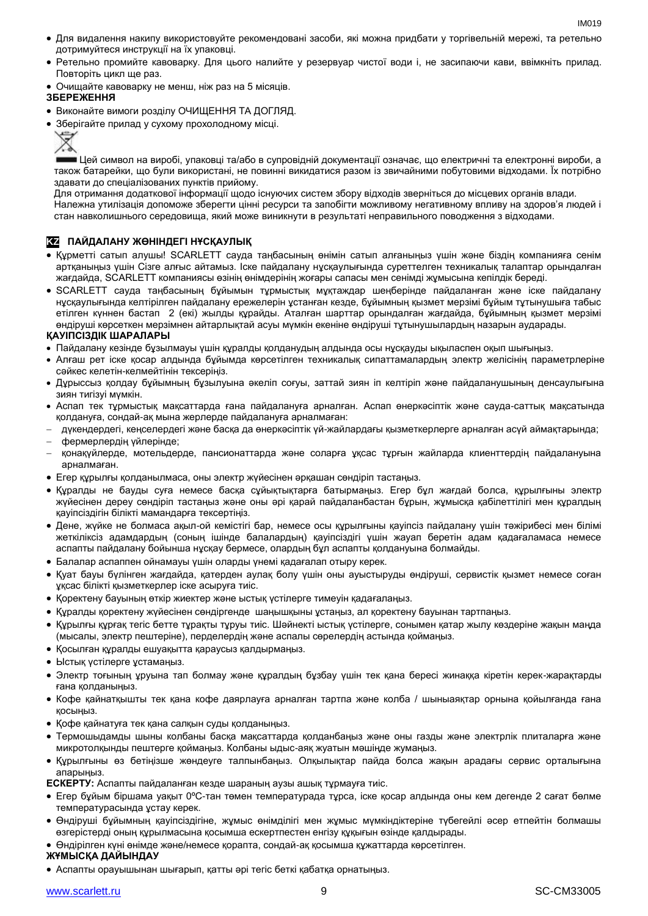- Для видалення накипу використовуйте рекомендовані засоби, які можна придбати у торгівельній мережі, та ретельно дотримуйтеся инструкції на їх упаковці.
- Ретельно промийте кавоварку. Для цього налийте у резервуар чистої води і, не засипаючи кави, ввімкніть прилад. Повторіть цикл ще раз.
- Очищайте кавоварку не менш, ніж раз на 5 місяців.

**ЗБЕРЕЖЕННЯ**

- Виконайте вимоги розділу ОЧИЩЕННЯ ТА ДОГЛЯД.
- Зберігайте прилад у сухому прохолодному місці.

Цей символ на виробі, упаковці та/або в супровідній документації означає, що електричні та електронні вироби, а також батарейки, що були використані, не повинні викидатися разом із звичайними побутовими відходами. Їх потрібно здавати до спеціалізованих пунктів прийому.

Для отримання додаткової інформації щодо існуючих систем збору відходів зверніться до місцевих органів влади.

Належна утилізація допоможе зберегти цінні ресурси та запобігти можливому негативному впливу на здоров'я людей і стан навколишнього середовища, який може виникнути в результаті неправильного поводження з відходами.

## KZ ПАЙДАЛАНУ ЖӨНІНДЕГІ НҰСҚАУЛЫҚ

- Құрметті сатып алушы! SCARLETT сауда таңбасының өнімін сатып алғаныңыз үшін және біздің компанияға сенім артқаныңыз үшін Сізге алғыс айтамыз. Іске пайдалану нұсқаулығында суреттелген техникалық талаптар орындалған жағдайда, SCARLETT компаниясы өзінің өнімдерінің жоғары сапасы мен сенімді жұмысына кепілдік береді.
- SCARLETT сауда таңбасының бұйымын тұрмыстық мұқтаждар шеңберінде пайдаланған және іске пайдалану нұсқаулығында келтірілген пайдалану ережелерін ұстанған кезде, бұйымның қызмет мерзімі бұйым тұтынушыға табыс етілген күннен бастап 2 (екі) жылды құрайды. Аталған шарттар орындалған жағдайда, бұйымның қызмет мерзімі өндіруші көрсеткен мерзімнен айтарлықтай асуы мүмкін екеніне өндіруші тұтынушылардың назарын аударады.

**ҚАУІПСІЗДІК ШАРАЛАРЫ**

- Пайдалану кезінде бұзылмауы үшін құралды қолданудың алдында осы нұсқауды ықыласпен оқып шығыңыз.
- Алғаш рет іске қосар алдында бұйымда көрсетілген техникалық сипаттамалардың электр желісінің параметрлеріне сәйкес келетін-келмейтінін тексеріңіз.
- Дұрыссыз қолдау бұйымның бұзылуына әкеліп соғуы, заттай зиян іп келтіріп және пайдаланушының денсаулығына зиян тигізуі мүмкін.
- Аспап тек тұрмыстық мақсаттарда ғана пайдалануға арналған. Аспап өнеркәсіптік және сауда-саттық мақсатында қолдануға, сондай-ақ мына жерлерде пайдалануға арналмаған:
  - дүкендердегі, кеңселердегі және басқа да өнеркәсіптік үй-жайлардағы қызметкерлерге арналған асүй аймақтарында;
  - фермерлердің үйлерінде;
  - қонақүйлерде, мотельдерде, пансионаттарда және соларға ұқсас тұрғын жайларда клиенттердің пайдалануына арналмаған.
- Егер құрылғы қолданылмаса, оны электр жүйесінен әрқашан сөндіріп тастаңыз.
- Құралды не бауды суға немесе басқа сұйықтықтарға батырмаңыз. Егер бұл жағдай болса, құрылғыны электр жүйесінен дереу сөндіріп тастаңыз және оны әрі қарай пайдаланбастан бұрын, жұмысқа қабілеттілігі мен құралдың қауіпсіздігін білікті мамандарға тексертіңіз.
- Дене, жүйке не болмаса ақыл-ой кемістігі бар, немесе осы құрылғыны қауіпсіз пайдалану үшін тәжірибесі мен білімі жеткіліксіз адамдардың (соның ішінде балалардың) қауіпсіздігі үшін жауап беретін адам қадағаламаса немесе аспапты пайдалану бойынша нұсқау бермесе, олардың бұл аспапты қолдануына болмайды.
- Балалар аспаппен ойнамауы үшін оларды үнемі қадағалап отыру керек.
- Қуат бауы бүлінген жағдайда, қатерден аулақ болу үшін оны ауыстыруды өндіруші, сервистік қызмет немесе соған ұқсас білікті қызметкерлер іске асыруға тиіс.
- Қоректену бауының өткір жиектер және ыстық үстілерге тимеуін қадағалаңыз.
- Құралды қоректену жүйесінен сөндіргенде шаңышқыны ұстаңыз, ал қоректену бауынан тартпаңыз.
- Құрылғы құрғақ тегіс бетте тұрақты тұруы тиіс. Шәйнекті ыстық үстілерге, сонымен қатар жылу көздеріне жақын маңда (мысалы, электр пештеріне), перделердің және аспалы сөрелердің астында қоймаңыз.
- Қосылған құралды ешуақытта қараусыз қалдырмаңыз.
- Ыстық үстілерге ұстамаңыз.
- Электр тоғының ұруына тап болмау және құралдың бұзбау үшін тек қана бересі жинаққа кіретін керек-жарақтарды ғана қолданыңыз.
- Кофе қайнатқышты тек қана кофе даярлауға арналған тартпа және колба / шыныаяқтар орнына қойылғанда ғана қосыңыз.
- Кофе қайнатуға тек қана салқын суды қолданыңыз.
- Термошыдамды шыны колбаны басқа мақсаттарда қолданбаңыз және оны газды және электрлік плиталарға және микротолқынды пештерге қоймаңыз. Колбаны ыдыс-аяқ жуатын мәшіңде жумаңыз.
- Құрылғыны өз бетіңізше жөндеуге талпынбаңыз. Олқылықтар пайда болса жақын арадағы сервис орталығына апарыңыз.

**ЕСКЕРТУ:** Аспапты пайдаланған кезде шараның аузы ашық тұрмауға тиіс.

- Егер бұйым біршама уақыт 0ºC-тан төмен температурада тұрса, іске қосар алдында оны кем дегенде 2 сағат бөлме температурасында ұстау керек.
- Өндіруші бұйымның қауіпсіздігіне, жұмыс өнімділігі мен жұмыс мүмкіндіктеріне түбегейлі әсер етпейтін болмашы өзгерістерді оның құрылмасына қосымша ескертпестен енгізу құқығын өзінде қалдырады.
- Өндірілген күні өнімде және/немесе қорапта, сондай-ақ қосымша құжаттарда көрсетілген.

**ЖҰМЫСҚА ДАЙЫНДАУ**

- Аспапты орауышынан шығарып, қатты әрі тегіс беткі қабатқа орнатыңыз.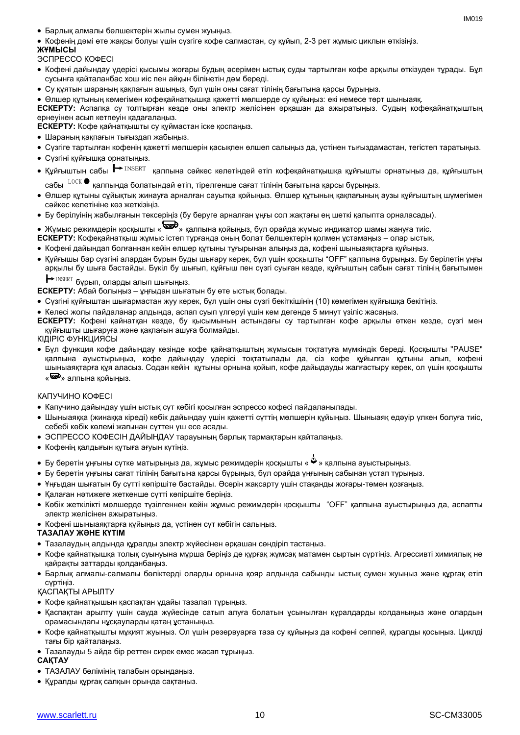- Барлық алмалы бөлшектерін жылы сумен жуыңыз.
- Кофенің дәмі өте жақсы болуы үшін сүзгіге кофе салмастан, су құйып, 2-3 рет жұмыс циклын өткізіңіз.

**ЖҰМЫСЫ**

ЭСПРЕССО КОФЕСІ

- Кофені дайындау үдерісі қысымы жоғары будың әсерімен ыстық суды тартылған кофе арқылы өткізуден тұрады. Бұл сусынға қайталанбас хош иіс пен айқын білінетін дәм береді.
- Су құятын шараның қақпағын ашыңыз, бұл үшін оны сағат тілінің бағытына қарсы бұрыңыз.
- Өлшер құтының көмегімен кофеқайнатқышқа қажетті мөлшерде су құйыңыз: екі немесе төрт шыныаяқ.

**ЕСКЕРТУ:** Аспапқа су толтырған кезде оны электр желісінен әрқашан да ажыратыңыз. Судың кофеқайнатқыштың ернеуінен асып кетпеуін қадағалаңыз.

**ЕСКЕРТУ:** Кофе қайнатқышты су құймастан іске қоспаңыз.

- Шараның қақпағын тығыздап жабыңыз.
- Сүзгіге тартылған кофенің қажетті мөлшерін қасықпен өлшеп салыңыз да, үстінен тығыздамастан, тегістеп таратыңыз.
- Сүзгіні құйғышқа орнатыңыз.
- Құйғыштың сабы INSERT қалпына сәйкес келетіндей етіп кофеқайнатқышқа құйғышты орнатыңыз да, құйғыштың сабы LOCK қалпында болатындай етіп, тірелгенше сағат тілінің бағытына қарсы бұрыңыз.
- Өлшер құтыны сұйықтық жинауға арналған сауытқа қойыңыз. Өлшер құтының қақпағының аузы құйғыштың шүмегімен сәйкес келетініне көз жеткізіңіз.
- Бу берілуінің жабылғанын тексеріңіз (бу беруге арналған ұңғы сол жақтағы ең шеткі қалыпта орналасады).
- Жұмыс режимдерін қосқышты « » қалпына қойыңыз, бұл орайда жұмыс индикатор шамы жануға тиіс.

**ЕСКЕРТУ:** Кофеқайнатқыш жұмыс істеп тұрғанда оның болат бөлшектерін қолмен ұстамаңыз – олар ыстық.

- Кофені дайындап болғаннан кейін өлшер құтыны тұғырынан алыңыз да, кофені шыныаяқтарға құйыңыз.
- Құйғышы бар сүзгіні алардан бұрын буды шығару керек, бұл үшін қосқышты "OFF" қалпына бұрыңыз. Бу берілетін ұңғы арқылы бу шыға бастайды. Бүкіл бу шығып, құйғыш пен сүзгі суыған кезде, құйғыштың сабын сағат тілінің бағытымен INSERT бұрып, оларды алып шығыңыз.

**ЕСКЕРТУ:** Абай болыңыз – ұңғыдан шығатын бу өте ыстық болады.

- Сүзгіні құйғыштан шығармастан жуу керек, бұл үшін оны сүзгі бекіткішінің (10) көмегімен құйғышқа бекітіңіз.
- Келесі жолы пайдаланар алдында, аспап суып үлгеруі үшін кем дегенде 5 минут үзіліс жасаңыз.

**ЕСКЕРТУ:** Кофені қайнатқан кезде, бу қысымының астындағы су тартылған кофе арқылы өткен кезде, сүзгі мен құйғышты шығаруға және қақпағын ашуға болмайды.

КІДІРІС ФУНКЦИЯСЫ

- Бұл функция кофе дайындау кезінде кофе қайнатқыштың жұмысын тоқтатуға мүмкіндік береді. Қосқышты "PAUSE" қалпына ауыстырыңыз, кофе дайындау үдерісі тоқтатылады да, сіз кофе құйылған құтыны алып, кофені шыныаяқтарға құя аласыз. Содан кейін құтыны орнына қойып, кофе дайдауды жалғастыру керек, ол үшін қосқышты « » алпына қойыңыз.

КАПУЧИНО КОФЕСІ

- Капучино дайындау үшін ыстық сүт көбігі қосылған эспрессо кофесі пайдаланылады.
- Шыныаяққа (жинаққа кіреді) көбік дайындау үшін қажетті сүттің мөлшерін құйыңыз. Шыныаяқ едәуір үлкен болуға тиіс, себебі көбік көлемі жағынан сүттен үш есе асады.
- ЭСПРЕССО КОФЕСІН ДАЙЫНДАУ тарауының барлық тармақтарын қайталаңыз.
- Кофенің қалдығын құтыға ағуын күтіңіз.
- Бу беретін ұңғыны сүтке матырыңыз да, жұмыс режимдерін қосқышты « » қалпына ауыстырыңыз.
- Бу беретін ұңғыны сағат тілінің бағытына қарсы бұрыңыз, бұл орайда ұңғының сабынан ұстап тұрыңыз.
- Ұңғыдан шығатын бу сүтті көпірште бастайды. Әсерін жақсарту үшін стақанды жоғары-төмен қозғаңыз.
- Қалаған нәтижеге жеткенше сүтті көпірште беріңіз.
- Көбік жеткілікті мөлшерде түзілгеннен кейін жұмыс режимдерін қосқышты "OFF" қалпына ауыстырыңыз да, аспапты электр желісінен ажыратыңыз.
- Кофені шыныаяқтарға құйыңыз да, үстінен сүт көбігін салыңыз.

**ТАЗАЛАУ ЖӘНЕ КҮТІМ**

- Тазалаудың алдында құралды электр жүйесінен әрқашан сөндіріп тастаңыз.
- Кофе қайнатқышқа толық суынуына мұрша беріңіз де құрғақ жұмсақ матамен сыртын сүртіңіз. Агрессивті химиялық не қайрақты заттарды қолданбаңыз.
- Барлық алмалы-салмалы бөліктерді оларды орнына қояр алдында сабынды ыстық сумен жуыңыз және құрғақ етіп сүртіңіз.

ҚАСПАҚТЫ АРЫЛТУ

- Кофе қайнатқышын қаспақтан ұдайы тазалап тұрыңыз.
- Қаспақтан арылту үшін сауда жүйесінде сатып алуға болатын ұсынылған құралдарды қолданыңыз және олардың орамасындағы нұсқауларды қатаң ұстаныңыз.
- Кофе қайнатқышты мұқият жуыңыз. Ол үшін резервуарға таза су құйыңыз да кофені сеппей, құралды қосыңыз. Циклді тағы бір қайталаңыз.
- Тазалауды 5 айда бір реттен сирек емес жасап тұрыңыз.

**САҚТАУ**

- ТАЗАЛАУ бөлімінің талабын орындаңыз.
- Құралды құрғақ салқын орында сақтаңыз.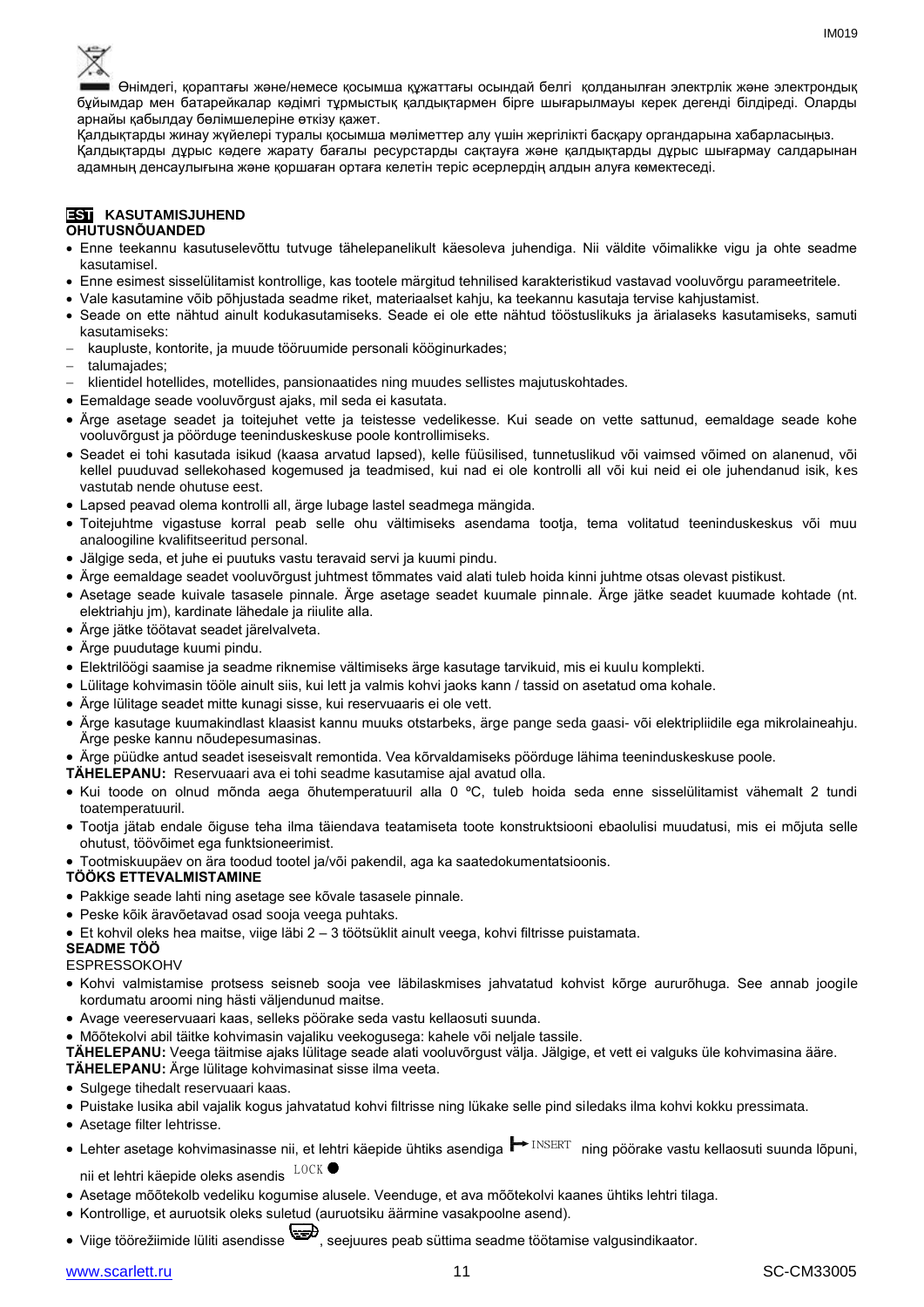Өнімдегі, қораптағы және/немесе қосымша құжаттағы осындай белгі қолданылған электрлік және электрондық бұйымдар мен батарейкалар кәдімгі тұрмыстық қалдықтармен бірге шығарылмауы керек дегенді білдіреді. Оларды арнайы қабылдау бөлімшелеріне өткізу қажет.

Қалдықтарды жинау жүйелері туралы қосымша мәліметтер алу үшін жергілікті басқару органдарына хабарласыңыз.

Қалдықтарды дұрыс кәдеге жарату бағалы ресурстарды сақтауға және қалдықтарды дұрыс шығармау салдарынан адамның денсаулығына және қоршаған ортаға келетін теріс әсерлердің алдын алуға көмектеседі.

**EST KASUTAMISJUHEND**

**OHUTUSNÕUANDED**

- Enne teekannu kasutuselevõttu tutvuge tähelepanelikult käesoleva juhendiga. Nii väldite võimalikke vigu ja ohte seadme kasutamisel.
- Enne esimest sisselülitamist kontrollige, kas tootele märgitud tehnilised karakteristikud vastavad vooluvõrgu parameetritele.
- Vale kasutamine võib põhjustada seadme riket, materiaalset kahju, ka teekannu kasutaja tervise kahjustamist.
- Seade on ette nähtud ainult kodukasutamiseks. Seade ei ole ette nähtud tööstuslikuks ja ärialaseks kasutamiseks, samuti kasutamiseks:
  - kaupluste, kontorite, ja muude tööruumide personali kööginurkades;
  - talumajades;
  - klientidel hotellides, motellides, pansionaatides ning muudes sellistes majutuskohtades.
- Eemaldage seade vooluvõrgust ajaks, mil seda ei kasutata.
- Ärge asetage seadet ja toitejuhet vette ja teistesse vedelikesse. Kui seade on vette sattunud, eemaldage seade kohe vooluvõrgust ja pöörduge teeninduskeskuse poole kontrollimiseks.
- Seadet ei tohi kasutada isikud (kaasa arvatud lapsed), kelle füüsilised, tunnetuslikud või vaimsed võimed on alanenud, või kellel puuduvad sellekohased kogemused ja teadmised, kui nad ei ole kontrolli all või kui neid ei ole juhendanud isik, kes vastutab nende ohutuse eest.
- Lapsed peavad olema kontrolli all, ärge lubage lastel seadmega mängida.
- Toitejuhtme vigastuse korral peab selle ohu vältimiseks asendama tootja, tema volitatud teeninduskeskus või muu analoogiline kvalifitseeritud personal.
- Jälgige seda, et juhe ei puutuks vastu teravaid servi ja kuumi pindu.
- Ärge eemaldage seadet vooluvõrgust juhtmest tõmmates vaid alati tuleb hoida kinni juhtme otsas olevast pistikust.
- Asetage seade kuivale tasasele pinnale. Ärge asetage seadet kuumale pinnale. Ärge jätke seadet kuumade kohtade (nt. elektriahju jm), kardinate lähedale ja riiulite alla.
- Ärge jätke töötavat seadet järelvalveta.
- Ärge puudutage kuumi pindu.
- Elektrilöögi saamise ja seadme riknemise vältimiseks ärge kasutage tarvikuid, mis ei kuulu komplekti.
- Lülitage kohvimasin tööle ainult siis, kui lett ja valmis kohvi jaoks kann / tassid on asetatud oma kohale.
- Ärge lülitage seadet mitte kunagi sisse, kui reservuaaris ei ole vett.
- Ärge kasutage kuumakindlast klaasist kannu muuks otstarbeks, ärge pange seda gaasi- või elektripliidile ega mikrolaineahju. Ärge peske kannu nõudepesumasinas.
- Ärge püüdke antud seadet iseseisvalt remontida. Vea kõrvaldamiseks pöörduge lähima teeninduskeskuse poole.

**TÄHELEPANU:** Reservuaari ava ei tohi seadme kasutamise ajal avatud olla.

- Kui toode on olnud mõnda aega õhutemperatuuril alla 0 ºC, tuleb hoida seda enne sisselülitamist vähemalt 2 tundi toatemperatuuril.
- Tootja jätab endale õiguse teha ilma täiendava teatamiseta toote konstruktsiooni ebaolulisi muudatusi, mis ei mõjuta selle ohutust, töövõimet ega funktsioneerimist.
- Tootmiskuupäev on ära toodud tootel ja/või pakendil, aga ka saatedokumentatsioonis.

**TÖÖKS ETTEVALMISTAMINE**

- Pakkige seade lahti ning asetage see kõvale tasasele pinnale.
- Peske kõik äravõetavad osad sooja veega puhtaks.
- Et kohvil oleks hea maitse, viige läbi 2 – 3 töötsüklit ainult veega, kohvi filtrisse puistamata.

**SEADME TÖÖ**

ESPRESSOKOHV

- Kohvi valmistamise protsess seisneb sooja vee läbilaskmises jahvatatud kohvist kõrge aururõhuga. See annab joogile kordumatu aroomi ning hästi väljendunud maitse.
- Avage veereservuaari kaas, selleks pöörake seda vastu kellaosuti suunda.
- Mõõtekolvi abil täitke kohvimasin vajaliku veekogusega: kahele või neljale tassile.

**TÄHELEPANU:** Veega täitmise ajaks lülitage seade alati vooluvõrgust välja. Jälgige, et vett ei valguks üle kohvimasina ääre.

**TÄHELEPANU:** Ärge lülitage kohvimasinat sisse ilma veeta.

- Sulgege tihedalt reservuaari kaas.
- Puistake lusika abil vajalik kogus jahvatatud kohvi filtrisse ning lükake selle pind siledaks ilma kohvi kokku pressimata.
- Asetage filter lehtrisse.
- Lehter asetage kohvimasinasse nii, et lehtri käepide ühtiks asendiga ⊢ INSERT ning pöörake vastu kellaosuti suunda lõpuni, nii et lehtri käepide oleks asendis LOCK ●
- Asetage mõõtekolb vedeliku kogumise alusele. Veenduge, et ava mõõtekolvi kaanes ühtiks lehtri tilaga.
- Kontrollige, et auruotsik oleks suletud (auruotsiku äärmine vasakpoolne asend).
- Viige töörežiimide lüliti asendisse ☕, seejuures peab süttima seadme töötamise valgusindikaator.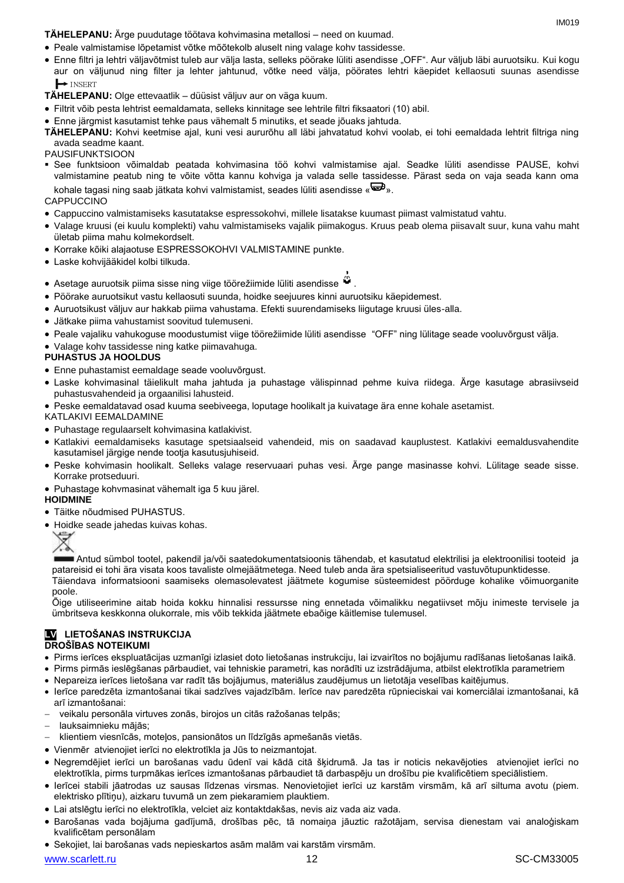**TÄHELEPANU:** Ärge puudutage töötava kohvimasina metallosi – need on kuumad.

- Peale valmistamise lõpetamist võtke mõõtekolb aluselt ning valage kohv tassidesse.
- Enne filtri ja lehtri väljavõtmist tuleb aur välja lasta, selleks pöörake lüliti asendisse „OFF“. Aur väljub läbi auruotsiku. Kui kogu aur on väljunud ning filter ja lehter jahtunud, võtke need välja, pöörates lehtri käepidet kellaosuti suunas asendisse INSERT

**TÄHELEPANU:** Olge ettevaatlik – düüsist väljuv aur on väga kuum.

- Filtrit võib pesta lehtrist eemaldamata, selleks kinnitage see lehtrile filtri fiksaatori (10) abil.
- Enne järgmist kasutamist tehke paus vähemalt 5 minutiks, et seade jõuaks jahtuda.

**TÄHELEPANU:** Kohvi keetmise ajal, kuni vesi aururõhu all läbi jahvatatud kohvi voolab, ei tohi eemaldada lehtrit filtriga ning avada seadme kaant.

PAUSIFUNKTSIOON

- See funktsioon võimaldab peatada kohvimasina töö kohvi valmistamise ajal. Seadke lüliti asendisse PAUSE, kohvi valmistamine peatub ning te võite võtta kannu kohviga ja valada selle tassidesse. Pärast seda on vaja seada kann oma kohale tagasi ning saab jätkata kohvi valmistamist, seades lüliti asendisse «».

CAPPUCCINO

- Cappuccino valmistamiseks kasutatakse espressokohvi, millele lisatakse kuumast piimast valmistatud vahtu.
- Valage kruusi (ei kuulu komplekti) vahu valmistamiseks vajalik piimakogus. Kruus peab olema piisavalt suur, kuna vahu maht ületab piima mahu kolmekordselt.
- Korrake kõiki alajaotuse ESPRESSOKOHVI VALMISTAMINE punkte.
- Laske kohvijääkidel kolbi tilkuda.
- Asetage auruotsik piima sisse ning viige töörežiimide lüliti asendisse .
- Pöörake auruotsikut vastu kellaosuti suunda, hoidke seejuures kinni auruotsiku käepidemest.
- Auruotsikust väljuv aur hakkab piima vahustama. Efekti suurendamiseks liigutage kruusi üles-alla.
- Jätkake piima vahustamist soovitud tulemuseni.
- Peale vajaliku vahukoguse moodustumist viige töörežiimide lüliti asendisse "OFF" ning lülitage seade vooluvõrgust välja.
- Valage kohv tassidesse ning katke piimavahuga.

**PUHASTUS JA HOOLDUS**

- Enne puhastamist eemaldage seade vooluvõrgust.
- Laske kohvimasinal täielikult maha jahtuda ja puhastage välispinnad pehme kuiva riidega. Ärge kasutage abrasiivseid puhastusvahendeid ja orgaanilisi lahusteid.
- Peske eemaldatavad osad kuuma seebiveega, loputage hoolikalt ja kuivatage ära enne kohale asetamist.

KATLAKIVI EEMALDAMINE

- Puhastage regulaarselt kohvimasina katlakivist.
- Katlakivi eemaldamiseks kasutage spetsiaalseid vahendeid, mis on saadavad kauplustest. Katlakivi eemaldusvahendite kasutamisel järgige nende tootja kasutusjuhiseid.
- Peske kohvimasin hoolikalt. Selleks valage reservuaari puhas vesi. Ärge pange masinasse kohvi. Lülitage seade sisse. Korrake protseduuri.
- Puhastage kohvmasinat vähemalt iga 5 kuu järel.

**HOIDMINE**

- Täitke nõudmised PUHASTUS.
- Hoidke seade jahedas kuivas kohas.

Antud sümbol tootel, pakendil ja/või saatedokumentatsioonis tähendab, et kasutatud elektrilisi ja elektroonilisi tooteid ja patareisid ei tohi ära visata koos tavaliste olmejäätmetega. Need tuleb anda ära spetsialiseeritud vastuvõtupunktidesse.

Täiendava informatsiooni saamiseks olemasolevatest jäätmete kogumise süsteemidest pöörduge kohalike võimuorganite poole.

Õige utiliseerimine aitab hoida kokku hinnalisi ressursse ning ennetada võimalikku negatiivset mõju inimeste tervisele ja ümbritseva keskkonna olukorrale, mis võib tekkida jäätmete ebaõige käitlemise tulemusel.

## LV LIETOŠANAS INSTRUKCIJA

**DROŠĪBAS NOTEIKUMI**

- Pirms ierīces ekspluatācijas uzmanīgi izlasiet doto lietošanas instrukciju, lai izvairītos no bojājumu radīšanas lietošanas laikā.
- Pirms pirmās ieslēgšanas pārbaudiet, vai tehniskie parametri, kas norādīti uz izstrādājuma, atbilst elektrotīkla parametriem
- Nepareiza ierīces lietošana var radīt tās bojājumus, materiālus zaudējumus un lietotāja veselības kaitējumus.
- Ierīce paredzēta izmantošanai tikai sadzīves vajadzībām. Ierīce nav paredzēta rūpnieciskai vai komerciālai izmantošanai, kā arī izmantošanai:
  - veikalu personāla virtuves zonās, birojos un citās ražošanas telpās;
  - lauksaimnieku mājās;
  - klientiem viesnīcās, moteļos, pansionātos un līdzīgās apmešanās vietās.
- Vienmēr atvienojiet ierīci no elektrotīkla ja Jūs to neizmantojat.
- Negremdējiet ierīci un barošanas vadu ūdenī vai kādā citā šķidrumā. Ja tas ir noticis nekavējoties atvienojiet ierīci no elektrotīkla, pirms turpmākas ierīces izmantošanas pārbaudiet tā darbaspēju un drošību pie kvalificētiem speciālistiem.
- Ierīcei stabili jāatrodas uz sausas līdzenas virsmas. Nenovietojiet ierīci uz karstām virsmām, kā arī siltuma avotu (piem. elektrisko plītiņu), aizkaru tuvumā un zem piekaramiem plauktiem.
- Lai atslēgtu ierīci no elektrotīkla, velciet aiz kontaktdakšas, nevis aiz vada aiz vada.
- Barošanas vada bojājuma gadījumā, drošības pēc, tā nomaiņa jāuztic ražotājam, servisa dienestam vai analoģiskam kvalificētam personālam
- Sekojiet, lai barošanas vads nepieskartos asām malām vai karstām virsmām.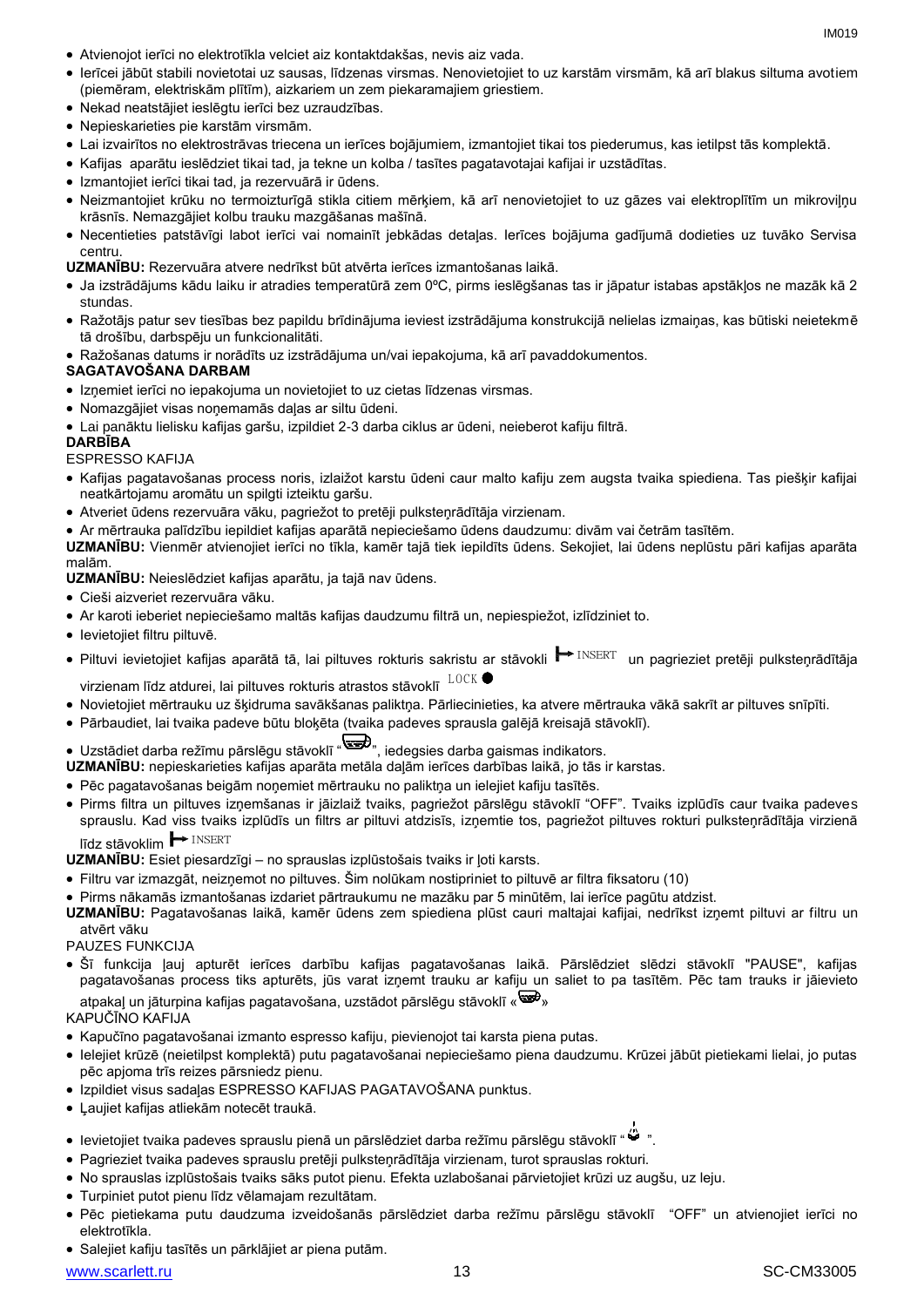- Atvienojot ierīci no elektrotīkla velciet aiz kontaktdakšas, nevis aiz vada.
- Ierīcei jābūt stabili novietotai uz sausas, līdzenas virsmas. Nenovietojiet to uz karstām virsmām, kā arī blakus siltuma avotiem (piemēram, elektriskām plītīm), aizkariem un zem piekaramajiem griestiem.
- Nekad neatstājiet ieslēgtu ierīci bez uzraudzības.
- Nepieskarieties pie karstām virsmām.
- Lai izvairītos no elektrostrāvas triecena un ierīces bojājumiem, izmantojiet tikai tos piederumus, kas ietilpst tās komplektā.
- Kafijas aparātu ieslēdziet tikai tad, ja tekne un kolba / tasītes pagatavotajai kafijai ir uzstādītas.
- Izmantojiet ierīci tikai tad, ja rezervuārā ir ūdens.
- Neizmantojiet krūku no termoizturīgā stikla citiem mērķiem, kā arī nenovietojiet to uz gāzes vai elektroplītīm un mikroviļņu krāsnīs. Nemazgājiet kolbu trauku mazgāšanas mašīnā.
- Necentieties patstāvīgi labot ierīci vai nomainīt jebkādas detaļas. Ierīces bojājuma gadījumā dodieties uz tuvāko Servisa centru.

**UZMANĪBU:** Rezervuāra atvere nedrīkst būt atvērta ierīces izmantošanas laikā.

- Ja izstrādājums kādu laiku ir atradies temperatūrā zem 0ºC, pirms ieslēgšanas tas ir jāpatur istabas apstākļos ne mazāk kā 2 stundas.
- Ražotājs patur sev tiesības bez papildu brīdinājuma ieviest izstrādājuma konstrukcijā nelielas izmaiņas, kas būtiski neietekmē tā drošību, darbspēju un funkcionalitāti.
- Ražošanas datums ir norādīts uz izstrādājuma un/vai iepakojuma, kā arī pavaddokumentos.

**SAGATAVOŠANA DARBAM**

- Izņemiet ierīci no iepakojuma un novietojiet to uz cietas līdzenas virsmas.
- Nomazgājiet visas noņemamās daļas ar siltu ūdeni.
- Lai panāktu lielisku kafijas garšu, izpildiet 2-3 darba ciklus ar ūdeni, neieberot kafiju filtrā.

**DARBĪBA**

ESPRESSO KAFIJA

- Kafijas pagatavošanas process noris, izlaižot karstu ūdeni caur malto kafiju zem augsta tvaika spiediena. Tas piešķir kafijai neatkārtojamu aromātu un spilgti izteiktu garšu.
- Atveriet ūdens rezervuāra vāku, pagriežot to pretēji pulksteņrādītāja virzienam.
- Ar mērtrauka palīdzību iepildiet kafijas aparātā nepieciešamo ūdens daudzumu: divām vai četrām tasītēm.

**UZMANĪBU:** Vienmēr atvienojiet ierīci no tīkla, kamēr tajā tiek iepildīts ūdens. Sekojiet, lai ūdens neplūstu pāri kafijas aparāta malām.

**UZMANĪBU:** Neieslēdziet kafijas aparātu, ja tajā nav ūdens.

- Cieši aizveriet rezervuāra vāku.
- Ar karoti ieberiet nepieciešamo maltās kafijas daudzumu filtrā un, nepiespiežot, izlīdziniet to.
- Ievietojiet filtru piltuvē.
- Piltuvi ievietojiet kafijas aparātā tā, lai piltuves rokturis sakristu ar stāvokli ↦ INSERT un pagrieziet pretēji pulksteņrādītāja virzienam līdz atdurei, lai piltuves rokturis atrastos stāvoklī LOCK ●
- Novietojiet mērtrauku uz šķidruma savākšanas paliktņa. Pārliecinieties, ka atvere mērtrauka vākā sakrīt ar piltuves snīpīti.
- Pārbaudiet, lai tvaika padeve būtu bloķēta (tvaika padeves sprausla galējā kreisajā stāvoklī).
- Uzstādiet darba režīmu pārslēgu stāvoklī "☕", iedegsies darba gaismas indikators.

**UZMANĪBU:** nepieskarieties kafijas aparāta metāla daļām ierīces darbības laikā, jo tās ir karstas.

- Pēc pagatavošanas beigām noņemiet mērtrauku no paliktņa un ielejiet kafiju tasītēs.
- Pirms filtra un piltuves izņemšanas ir jāizlaiž tvaiks, pagriežot pārslēgu stāvoklī "OFF". Tvaiks izplūdīs caur tvaika padeves sprauslu. Kad viss tvaiks izplūdīs un filtrs ar piltuvi atdzisīs, izņemtie tos, pagriežot piltuves rokturi pulksteņrādītāja virzienā līdz stāvoklim ↦ INSERT

**UZMANĪBU:** Esiet piesardzīgi – no sprauslas izplūstošais tvaiks ir ļoti karsts.

- Filtru var izmazgāt, neizņemot no piltuves. Šim nolūkam nostipriniet to piltuvē ar filtra fiksatoru (10)
- Pirms nākamās izmantošanas izdariet pārtraukumu ne mazāku par 5 minūtēm, lai ierīce pagūtu atdzist.

**UZMANĪBU:** Pagatavošanas laikā, kamēr ūdens zem spiediena plūst cauri maltajai kafijai, nedrīkst izņemt piltuvi ar filtru un atvērt vāku

PAUZES FUNKCIJA

- Šī funkcija ļauj apturēt ierīces darbību kafijas pagatavošanas laikā. Pārslēdziet slēdzi stāvoklī "PAUSE", kafijas pagatavošanas process tiks apturēts, jūs varat izņemt trauku ar kafiju un saliet to pa tasītēm. Pēc tam trauks ir jāievieto atpakaļ un jāturpina kafijas pagatavošana, uzstādot pārslēgu stāvoklī «☕»

KAPUČĪNO KAFIJA

- Kapučīno pagatavošanai izmanto espresso kafiju, pievienojot tai karsta piena putas.
- Ielejiet krūzē (neietilpst komplektā) putu pagatavošanai nepieciešamo piena daudzumu. Krūzei jābūt pietiekami lielai, jo putas pēc apjoma trīs reizes pārsniedz pienu.
- Izpildiet visus sadaļas ESPRESSO KAFIJAS PAGATAVOŠANA punktus.
- Ļaujiet kafijas atliekām notecēt traukā.
- Ievietojiet tvaika padeves sprauslu pienā un pārslēdziet darba režīmu pārslēgu stāvoklī "♨".
- Pagrieziet tvaika padeves sprauslu pretēji pulksteņrādītāja virzienam, turot sprauslas rokturi.
- No sprauslas izplūstošais tvaiks sāks putot pienu. Efekta uzlabošanai pārvietojiet krūzi uz augšu, uz leju.
- Turpiniet putot pienu līdz vēlamajam rezultātam.
- Pēc pietiekama putu daudzuma izveidošanās pārslēdziet darba režīmu pārslēgu stāvoklī "OFF" un atvienojiet ierīci no elektrotīkla.
- Salejiet kafiju tasītēs un pārklājiet ar piena putām.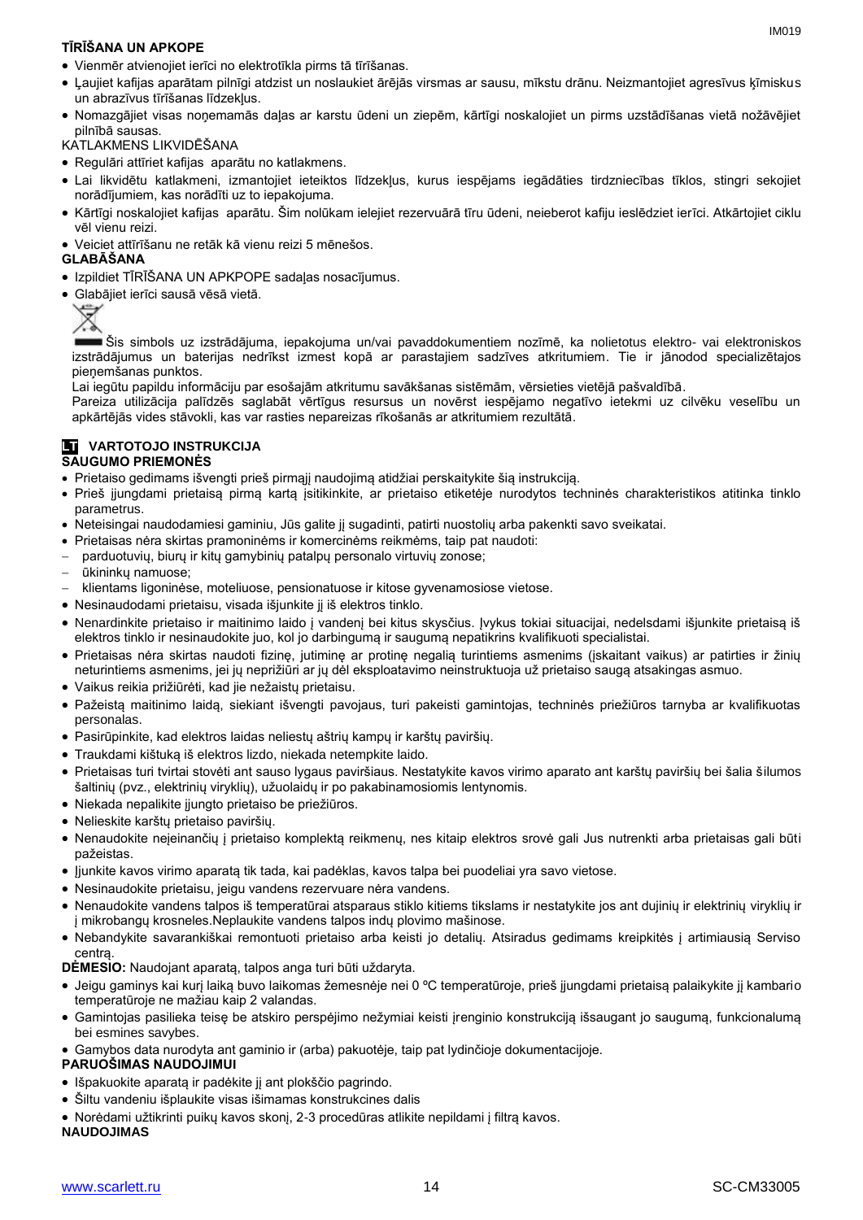**TĪRĪŠANA UN APKOPE**

- Vienmēr atvienojiet ierīci no elektrotīkla pirms tā tīrīšanas.
- Ļaujiet kafijas aparātam pilnīgi atdzist un noslaukiet ārējās virsmas ar sausu, mīkstu drānu. Neizmantojiet agresīvus ķīmiskus un abrazīvus tīrīšanas līdzekļus.
- Nomazgājiet visas noņemamās daļas ar karstu ūdeni un ziepēm, kārtīgi noskalojiet un pirms uzstādīšanas vietā nožāvējiet pilnībā sausas.

KATLAKMENS LIKVIDĒŠANA

- Regulāri attīriet kafijas aparātu no katlakmens.
- Lai likvidētu katlakmeni, izmantojiet ieteiktos līdzekļus, kurus iespējams iegādāties tirdzniecības tīklos, stingri sekojiet norādījumiem, kas norādīti uz to iepakojuma.
- Kārtīgi noskalojiet kafijas aparātu. Šim nolūkam ielejiet rezervuārā tīru ūdeni, neieberot kafiju ieslēdziet ierīci. Atkārtojiet ciklu vēl vienu reizi.
- Veiciet attīrīšanu ne retāk kā vienu reizi 5 mēnešos.

**GLABĀŠANA**

- Izpildiet TĪRĪŠANA UN APKOPE sadaļas nosacījumus.
- Glabājiet ierīci sausā vēsā vietā.

Šis simbols uz izstrādājuma, iepakojuma un/vai pavaddokumentiem nozīmē, ka nolietotus elektro- vai elektroniskos izstrādājumus un baterijas nedrīkst izmest kopā ar parastajiem sadzīves atkritumiem. Tie ir jānodod specializētajos pieņemšanas punktos.

Lai iegūtu papildu informāciju par esošajām atkritumu savākšanas sistēmām, vērsieties vietējā pašvaldībā.

Pareiza utilizācija palīdzēs saglabāt vērtīgus resursus un novērst iespējamo negatīvo ietekmi uz cilvēku veselību un apkārtējās vides stāvokli, kas var rasties nepareizas rīkošanās ar atkritumiem rezultātā.

## LT VARTOTOJO INSTRUKCIJA

**SAUGUMO PRIEMONĖS**

- Prietaiso gedimams išvengti prieš pirmąjį naudojimą atidžiai perskaitykite šią instrukciją.
- Prieš įjungdami prietaisą pirmą kartą įsitikinkite, ar prietaiso etiketėje nurodytos techninės charakteristikos atitinka tinklo parametrus.
- Neteisingai naudodamiesi gaminiu, Jūs galite jį sugadinti, patirti nuostolių arba pakenkti savo sveikatai.
- Prietaisas nėra skirtas pramoninėms ir komercinėms reikmėms, taip pat naudoti:
  - parduotuvių, biurų ir kitų gamybinių patalpų personalo virtuvių zonose;
  - ūkininkų namuose;
  - klientams ligoninėse, moteliuose, pensionatuose ir kitose gyvenamosiose vietose.
- Nesinaudodami prietaisu, visada išjunkite jį iš elektros tinklo.
- Nenardinkite prietaiso ir maitinimo laido į vandenį bei kitus skysčius. Įvykus tokiai situacijai, nedelsdami išjunkite prietaisą iš elektros tinklo ir nesinaudokite juo, kol jo darbingumą ir saugumą nepatikrins kvalifikuoti specialistai.
- Prietaisas nėra skirtas naudoti fizinę, jutiminę ar protinę negalią turintiems asmenims (įskaitant vaikus) ar patirties ir žinių neturintiems asmenims, jei jų neprižiūri ar jų dėl eksploatavimo neinstruktuoja už prietaiso saugą atsakingas asmuo.
- Vaikus reikia prižiūrėti, kad jie nežaistų prietaisu.
- Pažeistą maitinimo laidą, siekiant išvengti pavojaus, turi pakeisti gamintojas, techninės priežiūros tarnyba ar kvalifikuotas personalas.
- Pasirūpinkite, kad elektros laidas neliestų aštrių kampų ir karštų paviršių.
- Traukdami kištuką iš elektros lizdo, niekada netempkite laido.
- Prietaisas turi tvirtai stovėti ant sauso lygaus paviršiaus. Nestatykite kavos virimo aparato ant karštų paviršių bei šalia šilumos šaltinių (pvz., elektrinių viryklių), užuolaidų ir po pakabinamosiomis lentynomis.
- Niekada nepalikite įjungto prietaiso be priežiūros.
- Nelieskite karštų prietaiso paviršių.
- Nenaudokite neįeinančių į prietaiso komplektą reikmenų, nes kitaip elektros srovė gali Jus nutrenkti arba prietaisas gali būti pažeistas.
- Įjunkite kavos virimo aparatą tik tada, kai padėklas, kavos talpa bei puodeliai yra savo vietose.
- Nesinaudokite prietaisu, jeigu vandens rezervuare nėra vandens.
- Nenaudokite vandens talpos iš temperatūrai atsparaus stiklo kitiems tikslams ir nestatykite jos ant dujinių ir elektrinių viryklių ir į mikrobangų krosneles.Neplaukite vandens talpos indų plovimo mašinose.
- Nebandykite savarankiškai remontuoti prietaiso arba keisti jo detalių. Atsiradus gedimams kreipkitės į artimiausią Serviso centrą.

**DĖMESIO:** Naudojant aparatą, talpos anga turi būti uždaryta.

- Jeigu gaminys kai kurį laiką buvo laikomas žemesnėje nei 0 ºC temperatūroje, prieš įjungdami prietaisą palaikykite jį kambario temperatūroje ne mažiau kaip 2 valandas.
- Gamintojas pasilieka teisę be atskiro perspėjimo nežymiai keisti įrenginio konstrukciją išsaugant jo saugumą, funkcionalumą bei esmines savybes.
- Gamybos data nurodyta ant gaminio ir (arba) pakuotėje, taip pat lydinčioje dokumentacijoje.

**PARUOŠIMAS NAUDOJIMUI**

- Išpakuokite aparatą ir padėkite jį ant plokščio pagrindo.
- Šiltu vandeniu išplaukite visas išimamas konstrukcines dalis
- Norėdami užtikrinti puikų kavos skonį, 2-3 procedūras atlikite nepildami į filtrą kavos.

**NAUDOJIMAS**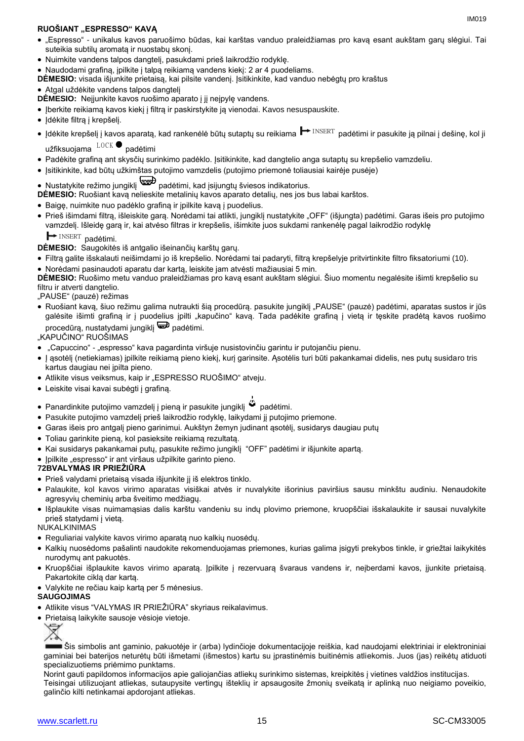## RUOŠIANT „ESPRESSO“ KAVĄ

- „Espresso“ - unikalus kavos paruošimo būdas, kai karštas vanduo praleidžiamas pro kavą esant aukštam garų slėgiui. Tai suteikia subtilų aromatą ir nuostabų skonį.
- Nuimkite vandens talpos dangtelį, pasukdami prieš laikrodžio rodyklę.
- Naudodami grafiną, įpilkite į talpą reikiamą vandens kiekį: 2 ar 4 puodeliams.

**DĖMESIO:** visada išjunkite prietaisą, kai pilsite vandenį. Įsitikinkite, kad vanduo nebėgtų pro kraštus

- Atgal uždėkite vandens talpos dangtelį

**DĖMESIO:** Neįjunkite kavos ruošimo aparato į jį neįpylę vandens.

- Įberkite reikiamą kavos kiekį į filtrą ir paskirstykite ją vienodai. Kavos nesuspauskite.
- Įdėkite filtrą į krepšelį.
- Įdėkite krepšelį į kavos aparatą, kad rankenėlė būtų sutaptų su reikiama INSERT padėtimi ir pasukite ją pilnai į dešinę, kol ji užfiksuojama LOCK padėtimi
- Padėkite grafiną ant skysčių surinkimo padėklo. Įsitikinkite, kad dangtelio anga sutaptų su krepšelio vamzdeliu.
- Įsitikinkite, kad būtų užkimštas putojimo vamzdelis (putojimo priemonė toliausiai kairėje pusėje)
- Nustatykite režimo jungiklį padėtimi, kad įsijungtų šviesos indikatorius.

**DĖMESIO:** Ruošiant kavą nelieskite metalinių kavos aparato detalių, nes jos bus labai karštos.

- Baigę, nuimkite nuo padėklo grafiną ir įpilkite kavą į puodelius.
- Prieš išimdami filtrą, išleiskite garą. Norėdami tai atlikti, jungiklį nustatykite „OFF“ (išjungta) padėtimi. Garas išeis pro putojimo vamzdelį. Išleidę garą ir, kai atvėso filtras ir krepšelis, išimkite juos sukdami rankenėlę pagal laikrodžio rodyklę INSERT padėtimi.

**DĖMESIO:** Saugokitės iš antgalio išeinančių karštų garų.

- Filtrą galite išskalauti neišimdami jo iš krepšelio. Norėdami tai padaryti, filtrą krepšelyje pritvirtinkite filtro fiksatoriumi (10).
- Norėdami pasinaudoti aparatu dar kartą, leiskite jam atvėsti mažiausiai 5 min.

**DĖMESIO:** Ruošimo metu vanduo praleidžiamas pro kavą esant aukštam slėgiui. Šiuo momentu negalėsite išimti krepšelio su filtru ir atverti dangtelio.

„PAUSE“ (pauzė) režimas

- Ruošiant kavą, šiuo režimu galima nutraukti šią procedūrą. pasukite jungiklį „PAUSE“ (pauzė) padėtimi, aparatas sustos ir jūs galėsite išimti grafiną ir į puodelius įpilti „kapučino“ kavą. Tada padėkite grafiną į vietą ir tęskite pradėtą kavos ruošimo procedūrą, nustatydami jungiklį padėtimi.

„KAPUČINO“ RUOŠIMAS

- „Capuccino“ - „espresso“ kava pagardinta viršuje nusistovinčiu garintu ir putojančiu pienu.
- Į ąsotėlį (netiekiamas) įpilkite reikiamą pieno kiekį, kurį garinsite. Ąsotėlis turi būti pakankamai didelis, nes putų susidaro tris kartus daugiau nei įpilta pieno.
- Atlikite visus veiksmus, kaip ir „ESPRESSO RUOŠIMO“ atveju.
- Leiskite visai kavai subėgti į grafiną.
- Panardinkite putojimo vamzdelį į pieną ir pasukite jungiklį padėtimi.
- Pasukite putojimo vamzdelį prieš laikrodžio rodyklę, laikydami jį putojimo priemone.
- Garas išeis pro antgalį pieno garinimui. Aukštyn žemyn judinant ąsotėlį, susidarys daugiau putų
- Toliau garinkite pieną, kol pasieksite reikiamą rezultatą.
- Kai susidarys pakankamai putų, pasukite režimo jungiklį “OFF” padėtimi ir išjunkite apartą.
- Įpilkite „espresso“ ir ant viršaus užpilkite garinto pieno.

## 72BVALYMAS IR PRIEŽIŪRA

- Prieš valydami prietaisą visada išjunkite jį iš elektros tinklo.
- Palaukite, kol kavos virimo aparatas visiškai atvės ir nuvalykite išorinius paviršius sausu minkštu audiniu. Nenaudokite agresyvių cheminių arba šveitimo medžiagų.
- Išplaukite visas nuimamąsias dalis karštu vandeniu su indų plovimo priemone, kruopščiai išskalaukite ir sausai nuvalykite prieš statydami į vietą.

NUKALKINIMAS

- Reguliariai valykite kavos virimo aparatą nuo kalkių nuosėdų.
- Kalkių nuosėdoms pašalinti naudokite rekomenduojamas priemones, kurias galima įsigyti prekybos tinkle, ir griežtai laikykitės nurodymų ant pakuotės.
- Kruopščiai išplaukite kavos virimo aparatą. Įpilkite į rezervuarą švaraus vandens ir, neįberdami kavos, įjunkite prietaisą. Pakartokite ciklą dar kartą.
- Valykite ne rečiau kaip kartą per 5 mėnesius.

## SAUGOJIMAS

- Atlikite visus “VALYMAS IR PRIEŽIŪRA” skyriaus reikalavimus.
- Prietaisą laikykite sausoje vėsioje vietoje.

Šis simbolis ant gaminio, pakuotėje ir (arba) lydinčioje dokumentacijoje reiškia, kad naudojami elektriniai ir elektroniniai gaminiai bei baterijos neturėtų būti išmetami (išmestos) kartu su įprastinėmis buitinėmis atliekomis. Juos (jas) reikėtų atiduoti specializuotiems priėmimo punktams.

Norint gauti papildomos informacijos apie galiojančias atliekų surinkimo sistemas, kreipkitės į vietines valdžios institucijas.

Teisingai utilizuojant atliekas, sutaupysite vertingų išteklių ir apsaugosite žmonių sveikatą ir aplinką nuo neigiamo poveikio, galinčio kilti netinkamai apdorojant atliekas.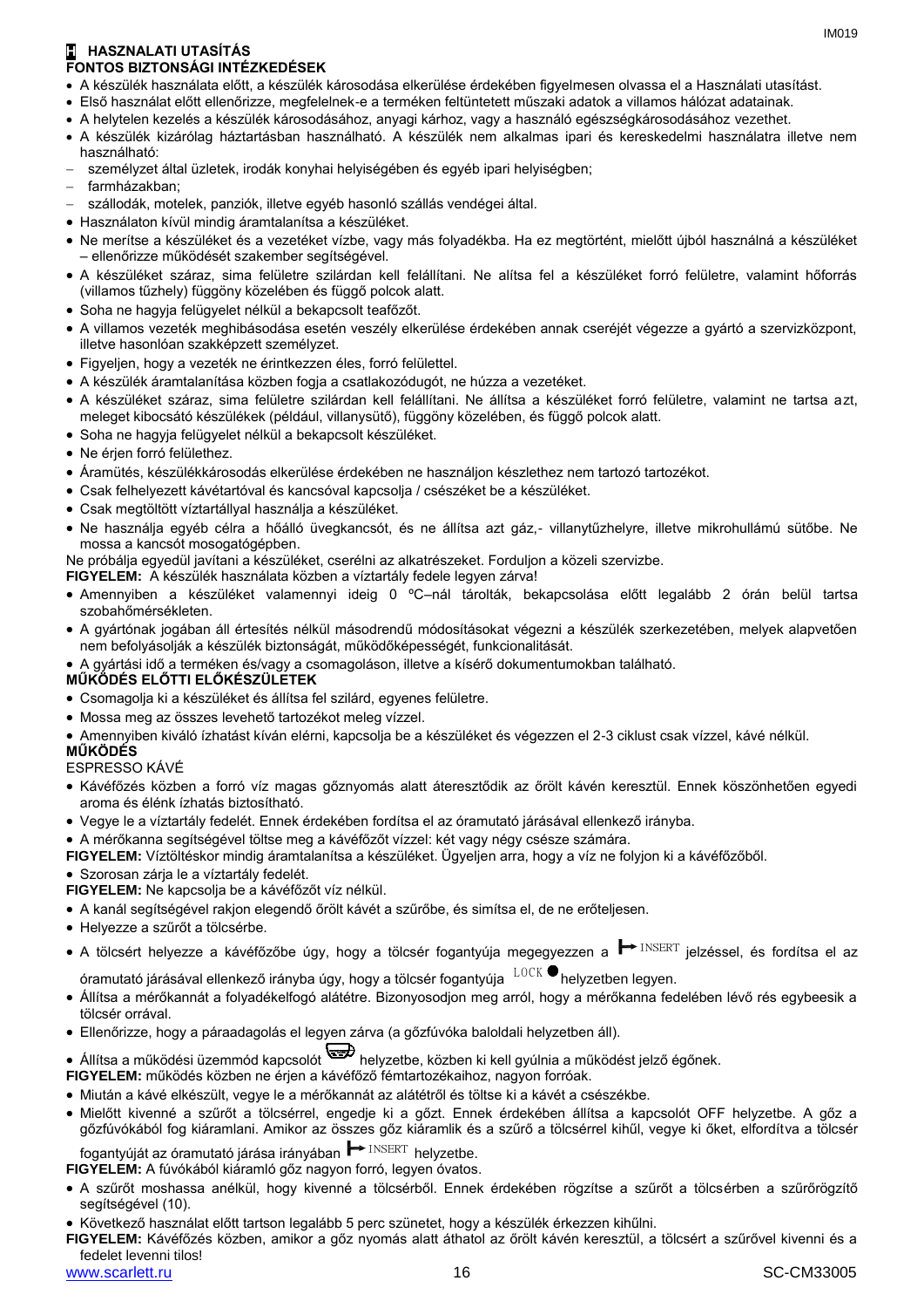# H HASZNALATI UTASÍTÁS

## FONTOS BIZTONSÁGI INTÉZKEDÉSEK

- A készülék használata előtt, a készülék károsodása elkerülése érdekében figyelmesen olvassa el a Használati utasítást.
- Első használat előtt ellenőrizze, megfelelnek-e a terméken feltüntetett műszaki adatok a villamos hálózat adatainak.
- A helytelen kezelés a készülék károsodásához, anyagi kárhoz, vagy a használó egészségkárosodásához vezethet.
- A készülék kizárólag háztartásban használható. A készülék nem alkalmas ipari és kereskedelmi használatra illetve nem használható:
  - személyzet által üzletek, irodák konyhai helyiségében és egyéb ipari helyiségben;
  - farmházakban;
  - szállodák, motelek, panziók, illetve egyéb hasonló szállás vendégei által.
- Használaton kívül mindig áramtalanítsa a készüléket.
- Ne merítse a készüléket és a vezetéket vízbe, vagy más folyadékba. Ha ez megtörtént, mielőtt újból használná a készüléket – ellenőrizze működését szakember segítségével.
- A készüléket száraz, sima felületre szilárdan kell felállítani. Ne alítsa fel a készüléket forró felületre, valamint hőforrás (villamos tűzhely) függöny közelében és függő polcok alatt.
- Soha ne hagyja felügyelet nélkül a bekapcsolt teafőzőt.
- A villamos vezeték meghibásodása esetén veszély elkerülése érdekében annak cseréjét végezze a gyártó a szervizközpont, illetve hasonlóan szakképzett személyzet.
- Figyeljen, hogy a vezeték ne érintkezzen éles, forró felülettel.
- A készülék áramtalanítása közben fogja a csatlakozódugót, ne húzza a vezetéket.
- A készüléket száraz, sima felületre szilárdan kell felállítani. Ne állítsa a készüléket forró felületre, valamint ne tartsa azt, meleget kibocsátó készülékek (például, villanysütő), függöny közelében, és függő polcok alatt.
- Soha ne hagyja felügyelet nélkül a bekapcsolt készüléket.
- Ne érjen forró felülethez.
- Áramütés, készülékkárosodás elkerülése érdekében ne használjon készlethez nem tartozó tartozékot.
- Csak felhelyezett kávétartóval és kancsóval kapcsolja / csészéket be a készüléket.
- Csak megtöltött víztartállyal használja a készüléket.
- Ne használja egyéb célra a hőálló üvegkancsót, és ne állítsa azt gáz,- villanytűzhelyre, illetve mikrohullámú sütőbe. Ne mossa a kancsót mosogatógépben.

Ne próbálja egyedül javítani a készüléket, cserélni az alkatrészeket. Forduljon a közeli szervizbe.

**FIGYELEM:** A készülék használata közben a víztartály fedele legyen zárva!

- Amennyiben a készüléket valamennyi ideig 0 ºC–nál tárolták, bekapcsolása előtt legalább 2 órán belül tartsa szobahőmérsékleten.
- A gyártónak jogában áll értesítés nélkül másodrendű módosításokat végezni a készülék szerkezetében, melyek alapvetően nem befolyásolják a készülék biztonságát, működőképességét, funkcionalitását.
- A gyártási idő a terméken és/vagy a csomagoláson, illetve a kísérő dokumentumokban található.

## MŰKÖDÉS ELŐTTI ELŐKÉSZÜLETEK

- Csomagolja ki a készüléket és állítsa fel szilárd, egyenes felületre.
- Mossa meg az összes levehető tartozékot meleg vízzel.
- Amennyiben kiváló ízhatást kíván elérni, kapcsolja be a készüléket és végezzen el 2-3 ciklust csak vízzel, kávé nélkül.

## MŰKÖDÉS

ESPRESSO KÁVÉ

- Kávéfőzés közben a forró víz magas gőznyomás alatt áteresztődik az őrölt kávén keresztül. Ennek köszönhetően egyedi aroma és élénk ízhatás biztosítható.
- Vegye le a víztartály fedelét. Ennek érdekében fordítsa el az óramutató járásával ellenkező irányba.
- A mérőkanna segítségével töltse meg a kávéfőzőt vízzel: két vagy négy csésze számára.

**FIGYELEM:** Víztöltéskor mindig áramtalanítsa a készüléket. Ügyeljen arra, hogy a víz ne folyjon ki a kávéfőzőből.

- Szorosan zárja le a víztartály fedelét.

**FIGYELEM:** Ne kapcsolja be a kávéfőzőt víz nélkül.

- A kanál segítségével rakjon elegendő őrölt kávét a szűrőbe, és simítsa el, de ne erőteljesen.
- Helyezze a szűrőt a tölcsérbe.
- A tölcsért helyezze a kávéfőzőbe úgy, hogy a tölcsér fogantyúja megegyezzen a ↦ INSERT jelzéssel, és fordítsa el az óramutató járásával ellenkező irányba úgy, hogy a tölcsér fogantyúja LOCK ● helyzetben legyen.
- Állítsa a mérőkannát a folyadékelfogó alátétre. Bizonyosodjon meg arról, hogy a mérőkanna fedelében lévő rés egybeesik a tölcsér orrával.
- Ellenőrizze, hogy a páraadagolás el legyen zárva (a gőzfúvóka baloldali helyzetben áll).
- Állítsa a működési üzemmód kapcsolót ☕ helyzetbe, közben ki kell gyúlnia a működést jelző égőnek.

**FIGYELEM:** működés közben ne érjen a kávéfőző fémtartozékaihoz, nagyon forróak.

- Miután a kávé elkészült, vegye le a mérőkannát az alátétről és töltse ki a kávét a csészékbe.
- Mielőtt kivenné a szűrőt a tölcsérrel, engedje ki a gőzt. Ennek érdekében állítsa a kapcsolót OFF helyzetbe. A gőz a gőzfúvókából fog kiáramlani. Amikor az összes gőz kiáramlik és a szűrő a tölcsérrel kihűl, vegye ki őket, elfordítva a tölcsér fogantyúját az óramutató járása irányában ↦ INSERT helyzetbe.

**FIGYELEM:** A fúvókából kiáramló gőz nagyon forró, legyen óvatos.

- A szűrőt moshassa anélkül, hogy kivenné a tölcsérből. Ennek érdekében rögzítse a szűrőt a tölcsérben a szűrőrögzítő segítségével (10).
- Következő használat előtt tartson legalább 5 perc szünetet, hogy a készülék érkezzen kihűlni.

**FIGYELEM:** Kávéfőzés közben, amikor a gőz nyomás alatt áthatol az őrölt kávén keresztül, a tölcsért a szűrővel kivenni és a fedelet levenni tilos!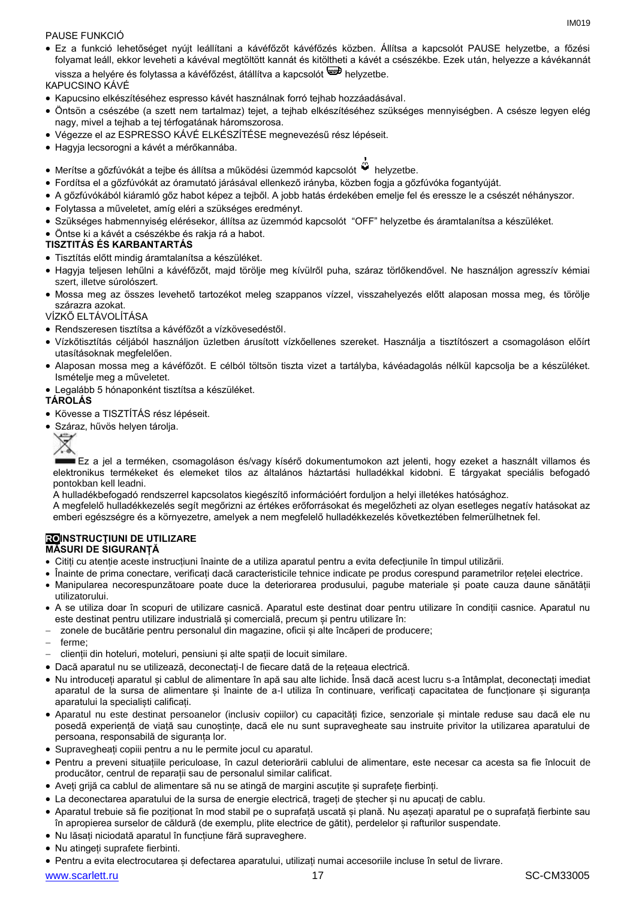PAUSE FUNKCIÓ

- Ez a funkció lehetőséget nyújt leállítani a kávéfőzőt kávéfőzés közben. Állítsa a kapcsolót PAUSE helyzetbe, a főzési folyamat leáll, ekkor leveheti a kávéval megtöltött kannát és kitöltheti a kávét a csészékbe. Ezek után, helyezze a kávékannát vissza a helyére és folytassa a kávéfőzést, átállítva a kapcsolót helyzetbe.

KAPUCSINO KÁVÉ

- Kapucsino elkészítéséhez espresso kávét használnak forró tejhab hozzáadásával.
- Öntsön a csészébe (a szett nem tartalmaz) tejet, a tejhab elkészítéséhez szükséges mennyiségben. A csésze legyen elég nagy, mivel a tejhab a tej térfogatának háromszorosa.
- Végezze el az ESPRESSO KÁVÉ ELKÉSZÍTÉSE megnevezésű rész lépéseit.
- Hagyja lecsorogni a kávét a mérőkannába.
- Merítse a gőzfúvókát a tejbe és állítsa a működési üzemmód kapcsolót helyzetbe.
- Fordítsa el a gőzfúvókát az óramutató járásával ellenkező irányba, közben fogja a gőzfúvóka fogantyúját.
- A gőzfúvókából kiáramló gőz habot képez a tejből. A jobb hatás érdekében emelje fel és eressze le a csészét néhányszor.
- Folytassa a műveletet, amíg eléri a szükséges eredményt.
- Szükséges habmennyiség elérésekor, állítsa az üzemmód kapcsolót "OFF" helyzetbe és áramtalanítsa a készüléket.
- Öntse ki a kávét a csészékbe és rakja rá a habot.

**TISZTITÁS ÉS KARBANTARTÁS**

- Tisztítás előtt mindig áramtalanítsa a készüléket.
- Hagyja teljesen lehűlni a kávéfőzőt, majd törölje meg kívülről puha, száraz törlőkendővel. Ne használjon agresszív kémiai szert, illetve súrolószert.
- Mossa meg az összes levehető tartozékot meleg szappanos vízzel, visszahelyezés előtt alaposan mossa meg, és törölje szárazra azokat.

VÍZKŐ ELTÁVOLÍTÁSA

- Rendszeresen tisztítsa a kávéfőzőt a vízkövesedéstől.
- Vízkőtisztítás céljából használjon üzletben árusított vízkőellenes szereket. Használja a tisztítószert a csomagoláson előírt utasításoknak megfelelően.
- Alaposan mossa meg a kávéfőzőt. E célból töltsön tiszta vizet a tartályba, kávéadagolás nélkül kapcsolja be a készüléket. Ismételje meg a műveletet.
- Legalább 5 hónaponként tisztítsa a készüléket.

**TÁROLÁS**

- Kövesse a TISZTÍTÁS rész lépéseit.
- Száraz, hűvös helyen tárolja.

Ez a jel a terméken, csomagoláson és/vagy kísérő dokumentumokon azt jelenti, hogy ezeket a használt villamos és elektronikus termékeket és elemeket tilos az általános háztartási hulladékkal kidobni. E tárgyakat speciális befogadó pontokban kell leadni.

A hulladékbefogadó rendszerrel kapcsolatos kiegészítő információért forduljon a helyi illetékes hatósághoz.

A megfelelő hulladékkezelés segít megőrizni az értékes erőforrásokat és megelőzheti az olyan esetleges negatív hatásokat az emberi egészségre és a környezetre, amelyek a nem megfelelő hulladékkezelés következtében felmerülhetnek fel.

## RO INSTRUCŢIUNI DE UTILIZARE

**MĂSURI DE SIGURANŢĂ**

- Citiţi cu atenţie aceste instrucţiuni înainte de a utiliza aparatul pentru a evita defecţiunile în timpul utilizării.
- Înainte de prima conectare, verificaţi dacă caracteristicile tehnice indicate pe produs corespund parametrilor reţelei electrice.
- Manipularea necorespunzătoare poate duce la deteriorarea produsului, pagube materiale şi poate cauza daune sănătăţii utilizatorului.
- A se utiliza doar în scopuri de utilizare casnică. Aparatul este destinat doar pentru utilizare în condiţii casnice. Aparatul nu este destinat pentru utilizare industrială şi comercială, precum şi pentru utilizare în:
  - zonele de bucătărie pentru personalul din magazine, oficii şi alte încăperi de producere;
  - ferme;
  - clienţii din hoteluri, moteluri, pensiuni şi alte spaţii de locuit similare.
- Dacă aparatul nu se utilizează, deconectaţi-l de fiecare dată de la reţeaua electrică.
- Nu introduceţi aparatul şi cablul de alimentare în apă sau alte lichide. Însă dacă acest lucru s-a întâmplat, deconectaţi imediat aparatul de la sursa de alimentare şi înainte de a-l utiliza în continuare, verificaţi capacitatea de funcţionare şi siguranţa aparatului la specialişti calificaţi.
- Aparatul nu este destinat persoanelor (inclusiv copiilor) cu capacităţi fizice, senzoriale şi mintale reduse sau dacă ele nu posedă experienţă de viaţă sau cunoştinţe, dacă ele nu sunt supravegheate sau instruite privitor la utilizarea aparatului de persoana, responsabilă de siguranţa lor.
- Supravegheaţi copiii pentru a nu le permite jocul cu aparatul.
- Pentru a preveni situaţiile periculoase, în cazul deteriorării cablului de alimentare, este necesar ca acesta să fie înlocuit de producător, centrul de reparaţii sau de personalul similar calificat.
- Aveţi grijă ca cablul de alimentare să nu se atingă de margini ascuţite şi suprafeţe fierbinţi.
- La deconectarea aparatului de la sursa de energie electrică, trageţi de ştecher şi nu apucaţi de cablu.
- Aparatul trebuie să fie poziţionat în mod stabil pe o suprafaţă uscată şi plană. Nu aşezaţi aparatul pe o suprafaţă fierbinte sau în apropierea surselor de căldură (de exemplu, plite electrice de gătit), perdelelor şi rafturilor suspendate.
- Nu lăsaţi niciodată aparatul în funcţiune fără supraveghere.
- Nu atingeţi suprafete fierbinti.
- Pentru a evita electrocutarea şi defectarea aparatului, utilizaţi numai accesoriile incluse în setul de livrare.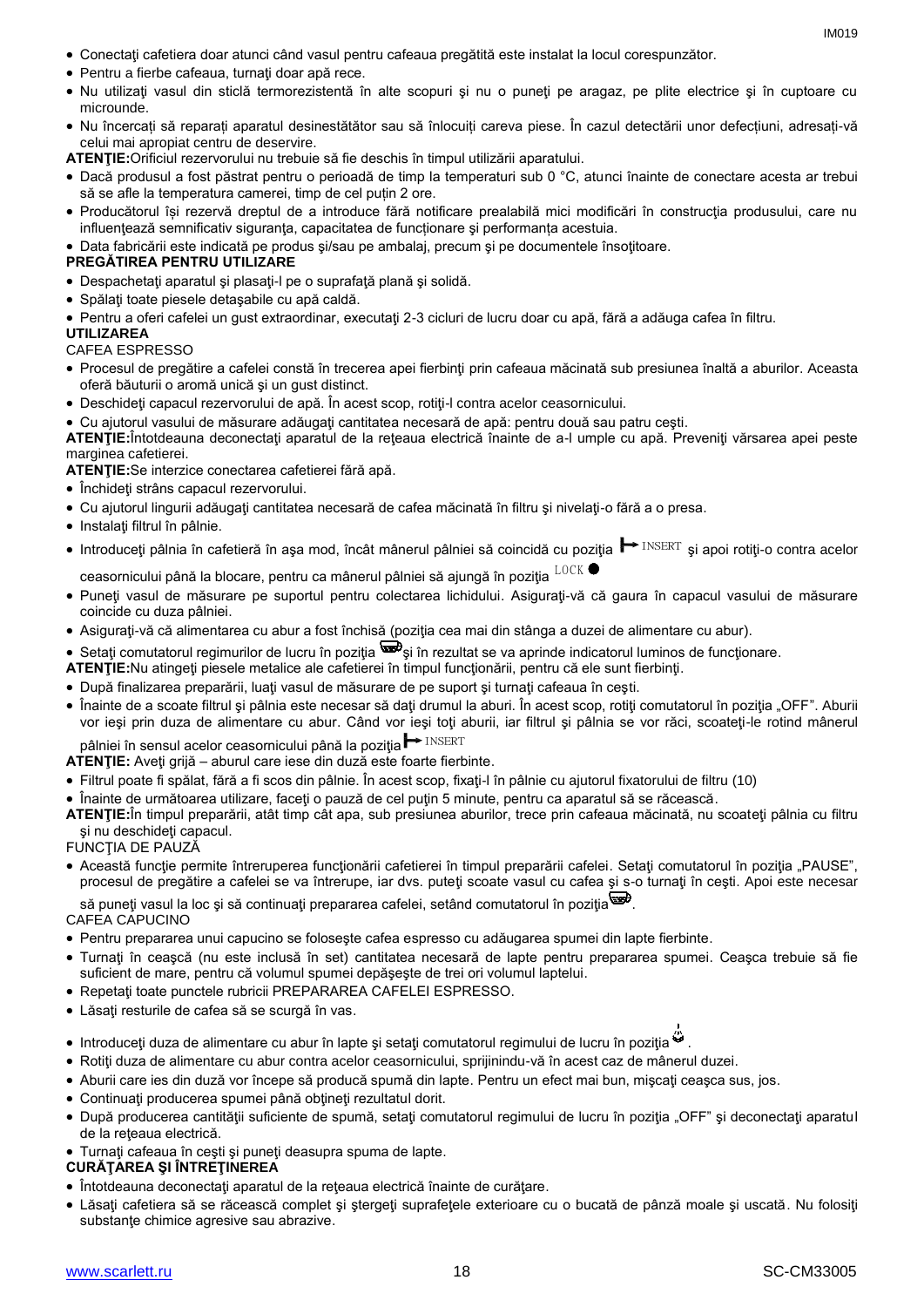- Conectaţi cafetiera doar atunci când vasul pentru cafeaua pregătită este instalat la locul corespunzător.
- Pentru a fierbe cafeaua, turnaţi doar apă rece.
- Nu utilizaţi vasul din sticlă termorezistentă în alte scopuri şi nu o puneţi pe aragaz, pe plite electrice şi în cuptoare cu microunde.
- Nu încercați să reparați aparatul desinestătător sau să înlocuiți careva piese. În cazul detectării unor defecțiuni, adresați-vă celui mai apropiat centru de deservire.

**ATENŢIE:** Orificiul rezervorului nu trebuie să fie deschis în timpul utilizării aparatului.

- Dacă produsul a fost păstrat pentru o perioadă de timp la temperaturi sub 0 °C, atunci înainte de conectare acesta ar trebui să se afle la temperatura camerei, timp de cel puțin 2 ore.
- Producătorul îşi rezervă dreptul de a introduce fără notificare prealabilă mici modificări în construcţia produsului, care nu influenţează semnificativ siguranţa, capacitatea de funcţionare şi performanţa acestuia.
- Data fabricării este indicată pe produs şi/sau pe ambalaj, precum şi pe documentele însoţitoare.

**PREGĂTIREA PENTRU UTILIZARE**

- Despachetaţi aparatul şi plasaţi-l pe o suprafaţă plană şi solidă.
- Spălaţi toate piesele detaşabile cu apă caldă.
- Pentru a oferi cafelei un gust extraordinar, executaţi 2-3 cicluri de lucru doar cu apă, fără a adăuga cafea în filtru.

**UTILIZAREA**

CAFEA ESPRESSO

- Procesul de pregătire a cafelei constă în trecerea apei fierbinţi prin cafeaua măcinată sub presiunea înaltă a aburilor. Aceasta oferă băuturii o aromă unică şi un gust distinct.
- Deschideţi capacul rezervorului de apă. În acest scop, rotiţi-l contra acelor ceasornicului.
- Cu ajutorul vasului de măsurare adăugaţi cantitatea necesară de apă: pentru două sau patru ceşti.

**ATENŢIE:** Întotdeauna deconectaţi aparatul de la reţeaua electrică înainte de a-l umple cu apă. Preveniţi vărsarea apei peste marginea cafetierei.

**ATENŢIE:** Se interzice conectarea cafetierei fără apă.

- Închideţi strâns capacul rezervorului.
- Cu ajutorul lingurii adăugaţi cantitatea necesară de cafea măcinată în filtru şi nivelaţi-o fără a o presa.
- Instalaţi filtrul în pâlnie.
- Introduceţi pâlnia în cafetieră în aşa mod, încât mânerul pâlniei să coincidă cu poziţia ⊢ INSERT şi apoi rotiţi-o contra acelor ceasornicului până la blocare, pentru ca mânerul pâlniei să ajungă în poziţia LOCK ●
- Puneţi vasul de măsurare pe suportul pentru colectarea lichidului. Asiguraţi-vă că gaura în capacul vasului de măsurare coincide cu duza pâlniei.
- Asiguraţi-vă că alimentarea cu abur a fost închisă (poziţia cea mai din stânga a duzei de alimentare cu abur).
- Setaţi comutatorul regimurilor de lucru în poziţia ☕ şi în rezultat se va aprinde indicatorul luminos de funcţionare.

**ATENŢIE:** Nu atingeţi piesele metalice ale cafetierei în timpul funcţionării, pentru că ele sunt fierbinţi.

- După finalizarea preparării, luaţi vasul de măsurare de pe suport şi turnaţi cafeaua în ceşti.
- Înainte de a scoate filtrul şi pâlnia este necesar să daţi drumul la aburi. În acest scop, rotiţi comutatorul în poziţia „OFF". Aburii vor ieşi prin duza de alimentare cu abur. Când vor ieşi toţi aburii, iar filtrul şi pâlnia se vor răci, scoateţi-le rotind mânerul pâlniei în sensul acelor ceasornicului până la poziţia ⊢ INSERT

**ATENŢIE:** Aveţi grijă – aburul care iese din duză este foarte fierbinte.

- Filtrul poate fi spălat, fără a fi scos din pâlnie. În acest scop, fixaţi-l în pâlnie cu ajutorul fixatorului de filtru (10)
- Înainte de următoarea utilizare, faceţi o pauză de cel puţin 5 minute, pentru ca aparatul să se răcească.

**ATENŢIE:** În timpul preparării, atât timp cât apa, sub presiunea aburilor, trece prin cafeaua măcinată, nu scoateţi pâlnia cu filtru şi nu deschideţi capacul.

FUNCŢIA DE PAUZĂ

- Această funcţie permite întreruperea funcţionării cafetierei în timpul preparării cafelei. Setaţi comutatorul în poziţia „PAUSE", procesul de pregătire a cafelei se va întrerupe, iar dvs. puteţi scoate vasul cu cafea şi s-o turnaţi în ceşti. Apoi este necesar să puneţi vasul la loc şi să continuaţi prepararea cafelei, setând comutatorul în poziţia ☕.

CAFEA CAPUCINO

- Pentru prepararea unui capucino se foloseşte cafea espresso cu adăugarea spumei din lapte fierbinte.
- Turnaţi în ceaşcă (nu este inclusă în set) cantitatea necesară de lapte pentru prepararea spumei. Ceaşca trebuie să fie suficient de mare, pentru că volumul spumei depăşeşte de trei ori volumul laptelui.
- Repetaţi toate punctele rubricii PREPARAREA CAFELEI ESPRESSO.
- Lăsaţi resturile de cafea să se scurgă în vas.
- Introduceţi duza de alimentare cu abur în lapte şi setaţi comutatorul regimului de lucru în poziţia ♨.
- Rotiţi duza de alimentare cu abur contra acelor ceasornicului, sprijinindu-vă în acest caz de mânerul duzei.
- Aburii care ies din duză vor începe să producă spumă din lapte. Pentru un efect mai bun, mişcaţi ceaşca sus, jos.
- Continuaţi producerea spumei până obţineţi rezultatul dorit.
- După producerea cantităţii suficiente de spumă, setaţi comutatorul regimului de lucru în poziţia „OFF" şi deconectaţi aparatul de la reţeaua electrică.
- Turnaţi cafeaua în ceşti şi puneţi deasupra spuma de lapte.

**CURĂŢAREA ŞI ÎNTREŢINEREA**

- Întotdeauna deconectaţi aparatul de la reţeaua electrică înainte de curăţare.
- Lăsaţi cafetiera să se răcească complet şi ştergeţi suprafeţele exterioare cu o bucată de pânză moale şi uscată. Nu folosiţi substanţe chimice agresive sau abrazive.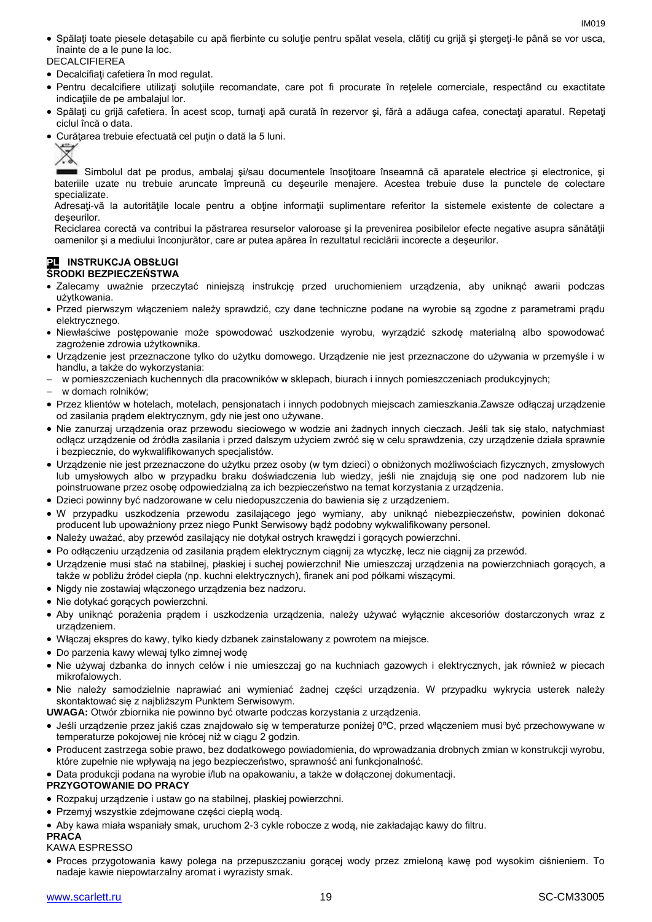- Spălaţi toate piesele detaşabile cu apă fierbinte cu soluţie pentru spălat vesela, clătiţi cu grijă şi ştergeţi-le până se vor usca, înainte de a le pune la loc.

DECALCIFIEREA

- Decalcifiaţi cafetiera în mod regulat.
- Pentru decalcifiere utilizaţi soluţiile recomandate, care pot fi procurate în reţelele comerciale, respectând cu exactitate indicaţiile de pe ambalajul lor.
- Spălaţi cu grijă cafetiera. În acest scop, turnaţi apă curată în rezervor şi, fără a adăuga cafea, conectaţi aparatul. Repetaţi ciclul încă o data.
- Curăţarea trebuie efectuată cel puţin o dată la 5 luni.

Simbolul dat pe produs, ambalaj şi/sau documentele însoţitoare înseamnă că aparatele electrice şi electronice, şi bateriile uzate nu trebuie aruncate împreună cu deşeurile menajere. Acestea trebuie duse la punctele de colectare specializate.

Adresaţi-vă la autorităţile locale pentru a obţine informaţii suplimentare referitor la sistemele existente de colectare a deşeurilor.

Reciclarea corectă va contribui la păstrarea resurselor valoroase şi la prevenirea posibilelor efecte negative asupra sănătăţii oamenilor şi a mediului înconjurător, care ar putea apărea în rezultatul reciclării incorecte a deşeurilor.

## PL INSTRUKCJA OBSŁUGI

### ŚRODKI BEZPIECZEŃSTWA

- Zalecamy uważnie przeczytać niniejszą instrukcję przed uruchomieniem urządzenia, aby uniknąć awarii podczas użytkowania.
- Przed pierwszym włączeniem należy sprawdzić, czy dane techniczne podane na wyrobie są zgodne z parametrami prądu elektrycznego.
- Niewłaściwe postępowanie może spowodować uszkodzenie wyrobu, wyrządzić szkodę materialną albo spowodować zagrożenie zdrowia użytkownika.
- Urządzenie jest przeznaczone tylko do użytku domowego. Urządzenie nie jest przeznaczone do używania w przemyśle i w handlu, a także do wykorzystania:
  - w pomieszczeniach kuchennych dla pracowników w sklepach, biurach i innych pomieszczeniach produkcyjnych;
  - w domach rolników;
- Przez klientów w hotelach, motelach, pensjonatach i innych podobnych miejscach zamieszkania.Zawsze odłączaj urządzenie od zasilania prądem elektrycznym, gdy nie jest ono używane.
- Nie zanurzaj urządzenia oraz przewodu sieciowego w wodzie ani żadnych innych cieczach. Jeśli tak się stało, natychmiast odłącz urządzenie od źródła zasilania i przed dalszym użyciem zwróć się w celu sprawdzenia, czy urządzenie działa sprawnie i bezpiecznie, do wykwalifikowanych specjalistów.
- Urządzenie nie jest przeznaczone do użytku przez osoby (w tym dzieci) o obniżonych możliwościach fizycznych, zmysłowych lub umysłowych albo w przypadku braku doświadczenia lub wiedzy, jeśli nie znajdują się one pod nadzorem lub nie poinstruowane przez osobę odpowiedzialną za ich bezpieczeństwo na temat korzystania z urządzenia.
- Dzieci powinny być nadzorowane w celu niedopuszczenia do bawienia się z urządzeniem.
- W przypadku uszkodzenia przewodu zasilającego jego wymiany, aby uniknąć niebezpieczeństw, powinien dokonać producent lub upoważniony przez niego Punkt Serwisowy bądź podobny wykwalifikowany personel.
- Należy uważać, aby przewód zasilający nie dotykał ostrych krawędzi i gorących powierzchni.
- Po odłączeniu urządzenia od zasilania prądem elektrycznym ciągnij za wtyczkę, lecz nie ciągnij za przewód.
- Urządzenie musi stać na stabilnej, płaskiej i suchej powierzchni! Nie umieszczaj urządzenia na powierzchniach gorących, a także w pobliżu źródeł ciepła (np. kuchni elektrycznych), firanek ani pod półkami wiszącymi.
- Nigdy nie zostawiaj włączonego urządzenia bez nadzoru.
- Nie dotykać gorących powierzchni.
- Aby uniknąć porażenia prądem i uszkodzenia urządzenia, należy używać wyłącznie akcesoriów dostarczonych wraz z urządzeniem.
- Włączaj ekspres do kawy, tylko kiedy dzbanek zainstalowany z powrotem na miejsce.
- Do parzenia kawy wlewaj tylko zimnej wodę
- Nie używaj dzbanka do innych celów i nie umieszczaj go na kuchniach gazowych i elektrycznych, jak również w piecach mikrofalowych.
- Nie należy samodzielnie naprawiać ani wymieniać żadnej części urządzenia. W przypadku wykrycia usterek należy skontaktować się z najbliższym Punktem Serwisowym.

**UWAGA:** Otwór zbiornika nie powinno być otwarte podczas korzystania z urządzenia.

- Jeśli urządzenie przez jakiś czas znajdowało się w temperaturze poniżej 0ºC, przed włączeniem musi być przechowywane w temperaturze pokojowej nie krócej niż w ciągu 2 godzin.
- Producent zastrzega sobie prawo, bez dodatkowego powiadomienia, do wprowadzania drobnych zmian w konstrukcji wyrobu, które zupełnie nie wpływają na jego bezpieczeństwo, sprawność ani funkcjonalność.
- Data produkcji podana na wyrobie i/lub na opakowaniu, a także w dołączonej dokumentacji.

### PRZYGOTOWANIE DO PRACY

- Rozpakuj urządzenie i ustaw go na stabilnej, płaskiej powierzchni.
- Przemyj wszystkie zdejmowane części ciepłą wodą.
- Aby kawa miała wspaniały smak, uruchom 2-3 cykle robocze z wodą, nie zakładając kawy do filtru.

### PRACA

KAWA ESPRESSO

- Proces przygotowania kawy polega na przepuszczaniu gorącej wody przez zmieloną kawę pod wysokim ciśnieniem. To nadaje kawie niepowtarzalny aromat i wyrazisty smak.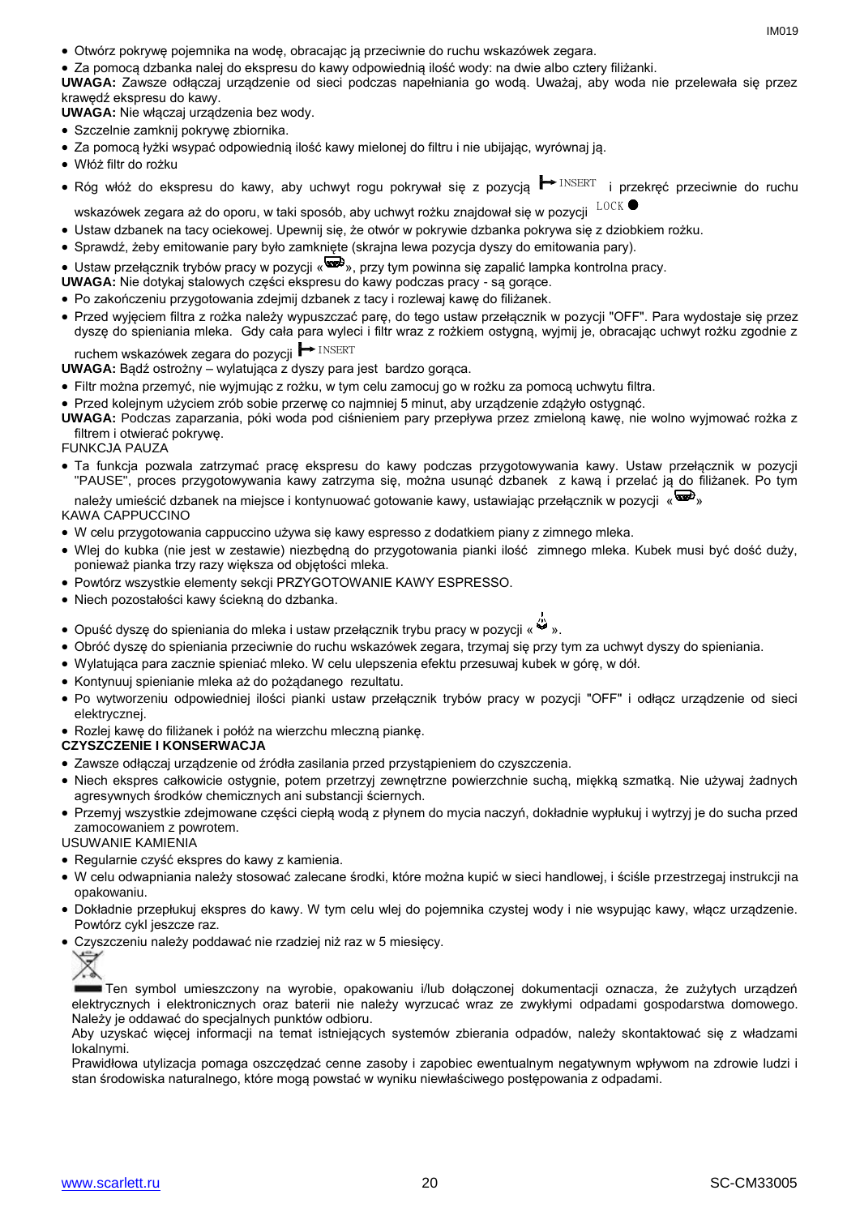- Otwórz pokrywę pojemnika na wodę, obracając ją przeciwnie do ruchu wskazówek zegara.
- Za pomocą dzbanka nalej do ekspresu do kawy odpowiednią ilość wody: na dwie albo cztery filiżanki.

**UWAGA:** Zawsze odłączaj urządzenie od sieci podczas napełniania go wodą. Uważaj, aby woda nie przelewała się przez krawędź ekspresu do kawy.

**UWAGA:** Nie włączaj urządzenia bez wody.

- Szczelnie zamknij pokrywę zbiornika.
- Za pomocą łyżki wsypać odpowiednią ilość kawy mielonej do filtru i nie ubijając, wyrównaj ją.
- Włóż filtr do rożku
- Róg włóż do ekspresu do kawy, aby uchwyt rogu pokrywał się z pozycją ⟼INSERT i przekręć przeciwnie do ruchu wskazówek zegara aż do oporu, w taki sposób, aby uchwyt rożku znajdował się w pozycji LOCK ●
- Ustaw dzbanek na tacy ociekowej. Upewnij się, że otwór w pokrywie dzbanka pokrywa się z dziobkiem rożku.
- Sprawdź, żeby emitowanie pary było zamknięte (skrajna lewa pozycja dyszy do emitowania pary).
- Ustaw przełącznik trybów pracy w pozycji «☕», przy tym powinna się zapalić lampka kontrolna pracy.

**UWAGA:** Nie dotykaj stalowych części ekspresu do kawy podczas pracy - są gorące.

- Po zakończeniu przygotowania zdejmij dzbanek z tacy i rozlewaj kawę do filiżanek.
- Przed wyjęciem filtra z rożka należy wypuszczać parę, do tego ustaw przełącznik w pozycji "OFF". Para wydostaje się przez dyszę do spieniania mleka. Gdy cała para wyleci i filtr wraz z rożkiem ostygną, wyjmij je, obracając uchwyt rożku zgodnie z ruchem wskazówek zegara do pozycji ⟼INSERT

**UWAGA:** Bądź ostrożny – wylatująca z dyszy para jest bardzo gorąca.

- Filtr można przemyć, nie wyjmując z rożku, w tym celu zamocuj go w rożku za pomocą uchwytu filtra.
- Przed kolejnym użyciem zrób sobie przerwę co najmniej 5 minut, aby urządzenie zdążyło ostygnąć.

**UWAGA:** Podczas zaparzania, póki woda pod ciśnieniem pary przepływa przez zmieloną kawę, nie wolno wyjmować rożka z filtrem i otwierać pokrywę.

FUNKCJA PAUZA

- Ta funkcja pozwala zatrzymać pracę ekspresu do kawy podczas przygotowywania kawy. Ustaw przełącznik w pozycji "PAUSE", proces przygotowywania kawy zatrzyma się, można usunąć dzbanek z kawą i przelać ją do filiżanek. Po tym należy umieścić dzbanek na miejsce i kontynuować gotowanie kawy, ustawiając przełącznik w pozycji «☕»

KAWA CAPPUCCINO

- W celu przygotowania cappuccino używa się kawy espresso z dodatkiem piany z zimnego mleka.
- Wlej do kubka (nie jest w zestawie) niezbędną do przygotowania pianki ilość zimnego mleka. Kubek musi być dość duży, ponieważ pianka trzy razy większa od objętości mleka.
- Powtórz wszystkie elementy sekcji PRZYGOTOWANIE KAWY ESPRESSO.
- Niech pozostałości kawy ściekną do dzbanka.
- Opuść dyszę do spieniania do mleka i ustaw przełącznik trybu pracy w pozycji «♨».
- Obróć dyszę do spieniania przeciwnie do ruchu wskazówek zegara, trzymaj się przy tym za uchwyt dyszy do spieniania.
- Wylatująca para zacznie spieniać mleko. W celu ulepszenia efektu przesuwaj kubek w górę, w dół.
- Kontynuuj spienianie mleka aż do pożądanego rezultatu.
- Po wytworzeniu odpowiedniej ilości pianki ustaw przełącznik trybów pracy w pozycji "OFF" i odłącz urządzenie od sieci elektrycznej.
- Rozlej kawę do filiżanek i połóż na wierzchu mleczną piankę.

**CZYSZCZENIE I KONSERWACJA**

- Zawsze odłączaj urządzenie od źródła zasilania przed przystąpieniem do czyszczenia.
- Niech ekspres całkowicie ostygnie, potem przetrzyj zewnętrzne powierzchnie suchą, miękką szmatką. Nie używaj żadnych agresywnych środków chemicznych ani substancji ściernych.
- Przemyj wszystkie zdejmowane części ciepłą wodą z płynem do mycia naczyń, dokładnie wypłukuj i wytrzyj je do sucha przed zamocowaniem z powrotem.

USUWANIE KAMIENIA

- Regularnie czyść ekspres do kawy z kamienia.
- W celu odwapniania należy stosować zalecane środki, które można kupić w sieci handlowej, i ściśle przestrzegaj instrukcji na opakowaniu.
- Dokładnie przepłukuj ekspres do kawy. W tym celu wlej do pojemnika czystej wody i nie wsypując kawy, włącz urządzenie. Powtórz cykl jeszcze raz.
- Czyszczeniu należy poddawać nie rzadziej niż raz w 5 miesięcy.

Ten symbol umieszczony na wyrobie, opakowaniu i/lub dołączonej dokumentacji oznacza, że zużytych urządzeń elektrycznych i elektronicznych oraz baterii nie należy wyrzucać wraz ze zwykłymi odpadami gospodarstwa domowego. Należy je oddawać do specjalnych punktów odbioru.

Aby uzyskać więcej informacji na temat istniejących systemów zbierania odpadów, należy skontaktować się z władzami lokalnymi.

Prawidłowa utylizacja pomaga oszczędzać cenne zasoby i zapobiec ewentualnym negatywnym wpływom na zdrowie ludzi i stan środowiska naturalnego, które mogą powstać w wyniku niewłaściwego postępowania z odpadami.